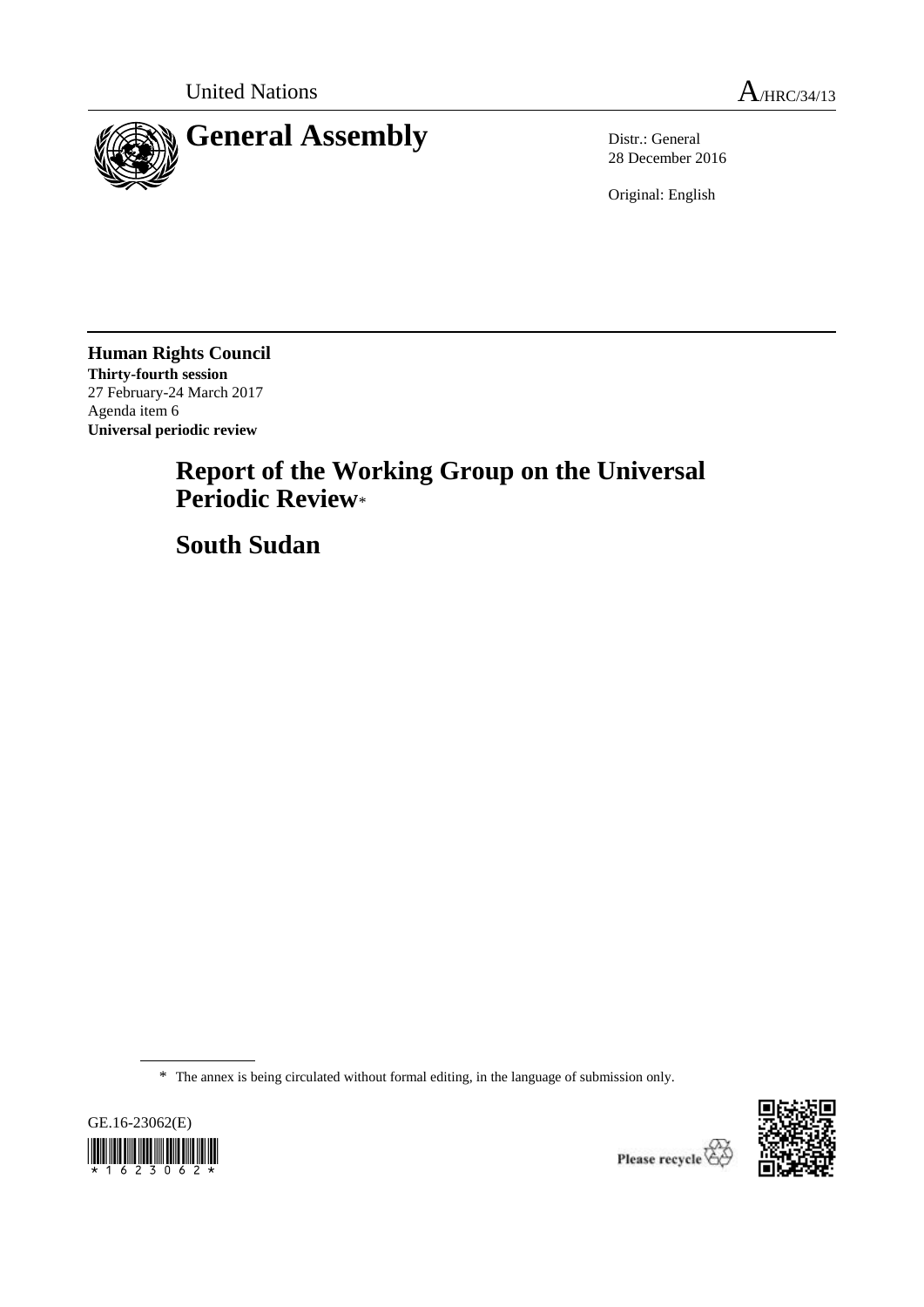United Nations A/HRC/34/13

# General Assembly

Distr.: General
28 December 2016

Original: English

**Human Rights Council**
**Thirty-fourth session**
27 February-24 March 2017
Agenda item 6
**Universal periodic review**

# Report of the Working Group on the Universal Periodic Review*

# South Sudan

\* The annex is being circulated without formal editing, in the language of submission only.

GE.16-23062(E)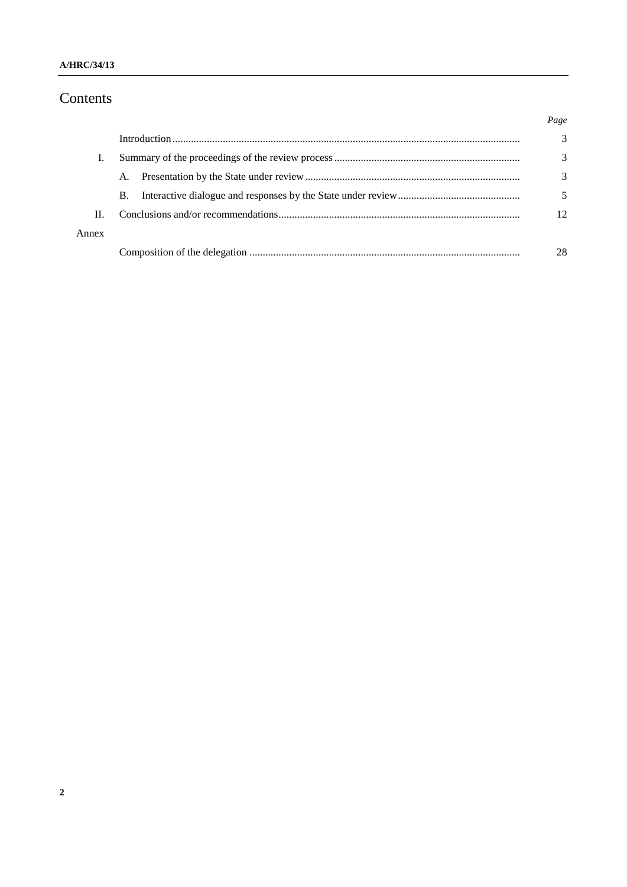# Contents

| | | | Page |
|---|---|---|---|
| | Introduction | | 3 |
| I. | Summary of the proceedings of the review process | | 3 |
| | A. | Presentation by the State under review | 3 |
| | B. | Interactive dialogue and responses by the State under review | 5 |
| II. | Conclusions and/or recommendations | | 12 |
| Annex | | | |
| | Composition of the delegation | | 28 |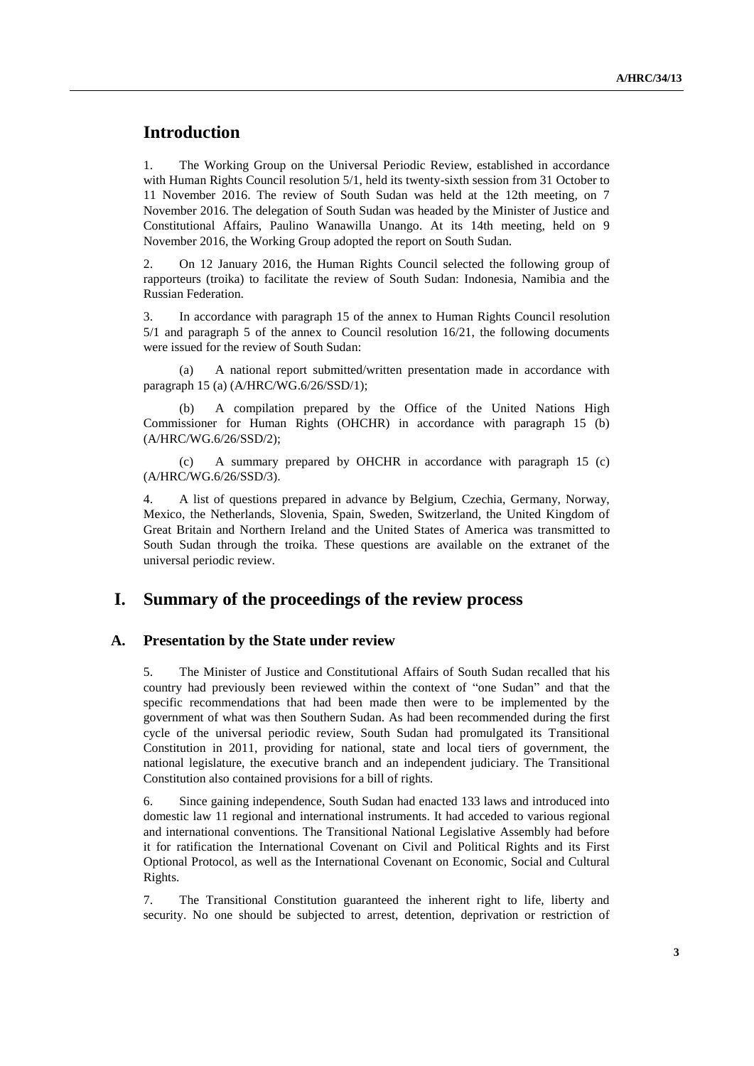# Introduction

1. The Working Group on the Universal Periodic Review, established in accordance with Human Rights Council resolution 5/1, held its twenty-sixth session from 31 October to 11 November 2016. The review of South Sudan was held at the 12th meeting, on 7 November 2016. The delegation of South Sudan was headed by the Minister of Justice and Constitutional Affairs, Paulino Wanawilla Unango. At its 14th meeting, held on 9 November 2016, the Working Group adopted the report on South Sudan.

2. On 12 January 2016, the Human Rights Council selected the following group of rapporteurs (troika) to facilitate the review of South Sudan: Indonesia, Namibia and the Russian Federation.

3. In accordance with paragraph 15 of the annex to Human Rights Council resolution 5/1 and paragraph 5 of the annex to Council resolution 16/21, the following documents were issued for the review of South Sudan:

(a) A national report submitted/written presentation made in accordance with paragraph 15 (a) (A/HRC/WG.6/26/SSD/1);

(b) A compilation prepared by the Office of the United Nations High Commissioner for Human Rights (OHCHR) in accordance with paragraph 15 (b) (A/HRC/WG.6/26/SSD/2);

(c) A summary prepared by OHCHR in accordance with paragraph 15 (c) (A/HRC/WG.6/26/SSD/3).

4. A list of questions prepared in advance by Belgium, Czechia, Germany, Norway, Mexico, the Netherlands, Slovenia, Spain, Sweden, Switzerland, the United Kingdom of Great Britain and Northern Ireland and the United States of America was transmitted to South Sudan through the troika. These questions are available on the extranet of the universal periodic review.

# I. Summary of the proceedings of the review process

## A. Presentation by the State under review

5. The Minister of Justice and Constitutional Affairs of South Sudan recalled that his country had previously been reviewed within the context of "one Sudan" and that the specific recommendations that had been made then were to be implemented by the government of what was then Southern Sudan. As had been recommended during the first cycle of the universal periodic review, South Sudan had promulgated its Transitional Constitution in 2011, providing for national, state and local tiers of government, the national legislature, the executive branch and an independent judiciary. The Transitional Constitution also contained provisions for a bill of rights.

6. Since gaining independence, South Sudan had enacted 133 laws and introduced into domestic law 11 regional and international instruments. It had acceded to various regional and international conventions. The Transitional National Legislative Assembly had before it for ratification the International Covenant on Civil and Political Rights and its First Optional Protocol, as well as the International Covenant on Economic, Social and Cultural Rights.

7. The Transitional Constitution guaranteed the inherent right to life, liberty and security. No one should be subjected to arrest, detention, deprivation or restriction of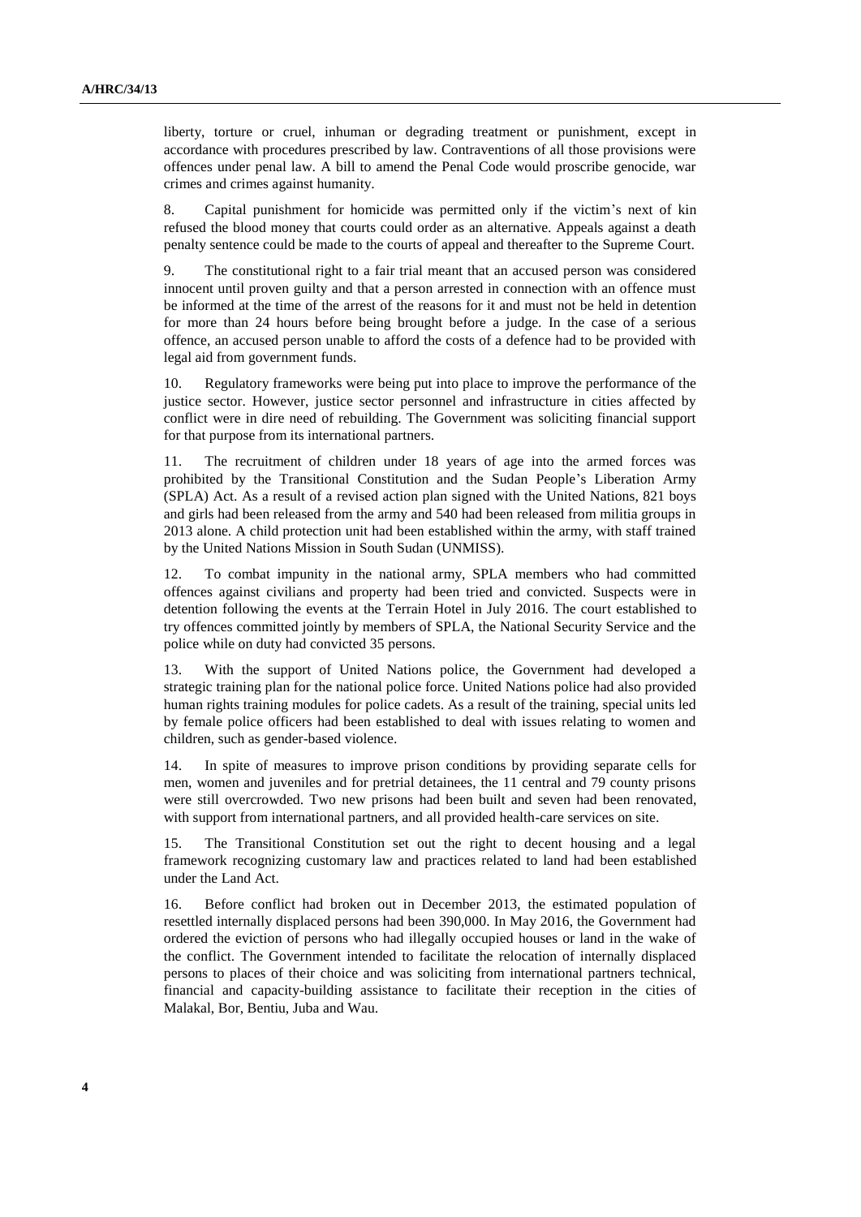liberty, torture or cruel, inhuman or degrading treatment or punishment, except in accordance with procedures prescribed by law. Contraventions of all those provisions were offences under penal law. A bill to amend the Penal Code would proscribe genocide, war crimes and crimes against humanity.

8. Capital punishment for homicide was permitted only if the victim's next of kin refused the blood money that courts could order as an alternative. Appeals against a death penalty sentence could be made to the courts of appeal and thereafter to the Supreme Court.

9. The constitutional right to a fair trial meant that an accused person was considered innocent until proven guilty and that a person arrested in connection with an offence must be informed at the time of the arrest of the reasons for it and must not be held in detention for more than 24 hours before being brought before a judge. In the case of a serious offence, an accused person unable to afford the costs of a defence had to be provided with legal aid from government funds.

10. Regulatory frameworks were being put into place to improve the performance of the justice sector. However, justice sector personnel and infrastructure in cities affected by conflict were in dire need of rebuilding. The Government was soliciting financial support for that purpose from its international partners.

11. The recruitment of children under 18 years of age into the armed forces was prohibited by the Transitional Constitution and the Sudan People's Liberation Army (SPLA) Act. As a result of a revised action plan signed with the United Nations, 821 boys and girls had been released from the army and 540 had been released from militia groups in 2013 alone. A child protection unit had been established within the army, with staff trained by the United Nations Mission in South Sudan (UNMISS).

12. To combat impunity in the national army, SPLA members who had committed offences against civilians and property had been tried and convicted. Suspects were in detention following the events at the Terrain Hotel in July 2016. The court established to try offences committed jointly by members of SPLA, the National Security Service and the police while on duty had convicted 35 persons.

13. With the support of United Nations police, the Government had developed a strategic training plan for the national police force. United Nations police had also provided human rights training modules for police cadets. As a result of the training, special units led by female police officers had been established to deal with issues relating to women and children, such as gender-based violence.

14. In spite of measures to improve prison conditions by providing separate cells for men, women and juveniles and for pretrial detainees, the 11 central and 79 county prisons were still overcrowded. Two new prisons had been built and seven had been renovated, with support from international partners, and all provided health-care services on site.

15. The Transitional Constitution set out the right to decent housing and a legal framework recognizing customary law and practices related to land had been established under the Land Act.

16. Before conflict had broken out in December 2013, the estimated population of resettled internally displaced persons had been 390,000. In May 2016, the Government had ordered the eviction of persons who had illegally occupied houses or land in the wake of the conflict. The Government intended to facilitate the relocation of internally displaced persons to places of their choice and was soliciting from international partners technical, financial and capacity-building assistance to facilitate their reception in the cities of Malakal, Bor, Bentiu, Juba and Wau.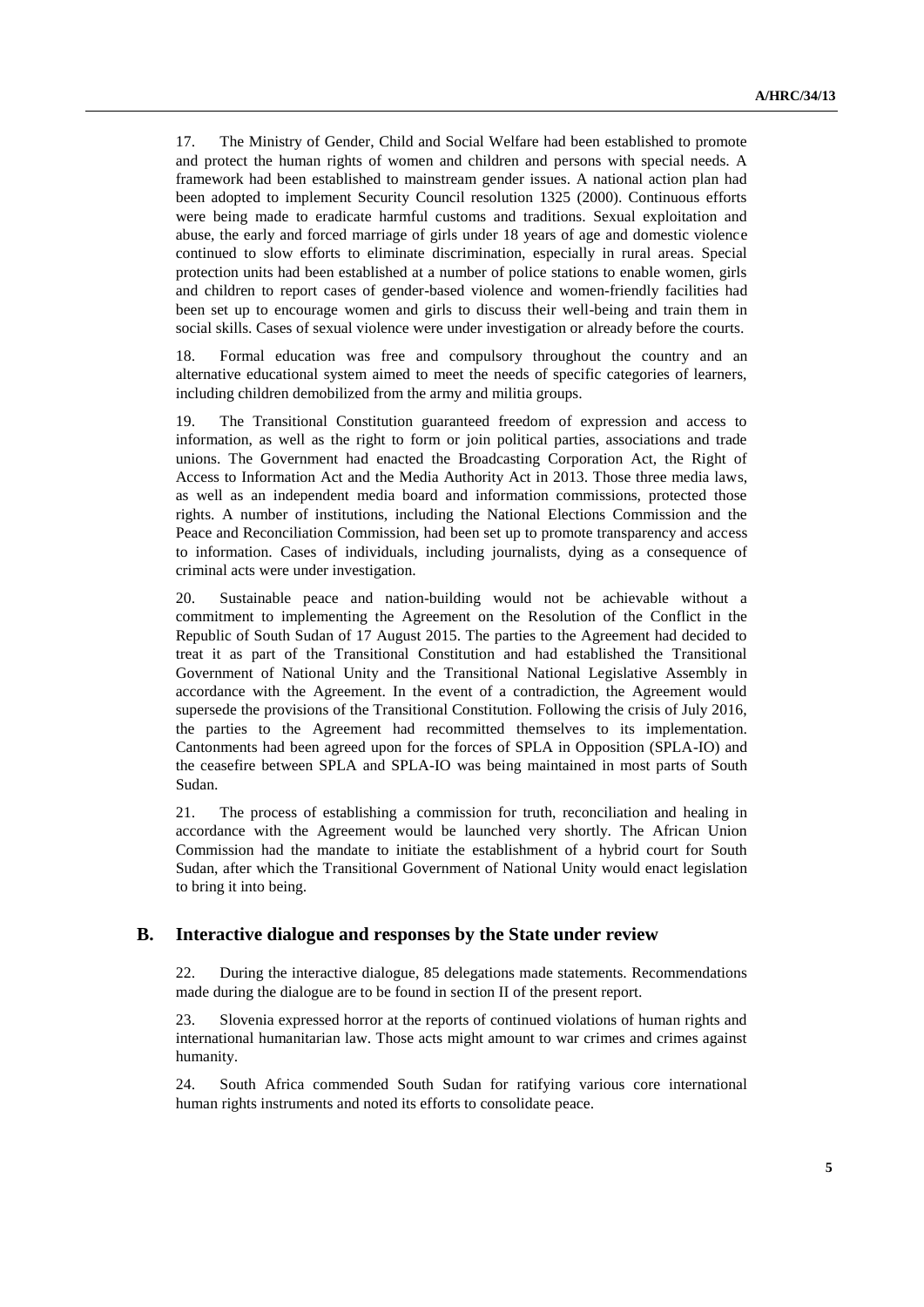17. The Ministry of Gender, Child and Social Welfare had been established to promote and protect the human rights of women and children and persons with special needs. A framework had been established to mainstream gender issues. A national action plan had been adopted to implement Security Council resolution 1325 (2000). Continuous efforts were being made to eradicate harmful customs and traditions. Sexual exploitation and abuse, the early and forced marriage of girls under 18 years of age and domestic violence continued to slow efforts to eliminate discrimination, especially in rural areas. Special protection units had been established at a number of police stations to enable women, girls and children to report cases of gender-based violence and women-friendly facilities had been set up to encourage women and girls to discuss their well-being and train them in social skills. Cases of sexual violence were under investigation or already before the courts.

18. Formal education was free and compulsory throughout the country and an alternative educational system aimed to meet the needs of specific categories of learners, including children demobilized from the army and militia groups.

19. The Transitional Constitution guaranteed freedom of expression and access to information, as well as the right to form or join political parties, associations and trade unions. The Government had enacted the Broadcasting Corporation Act, the Right of Access to Information Act and the Media Authority Act in 2013. Those three media laws, as well as an independent media board and information commissions, protected those rights. A number of institutions, including the National Elections Commission and the Peace and Reconciliation Commission, had been set up to promote transparency and access to information. Cases of individuals, including journalists, dying as a consequence of criminal acts were under investigation.

20. Sustainable peace and nation-building would not be achievable without a commitment to implementing the Agreement on the Resolution of the Conflict in the Republic of South Sudan of 17 August 2015. The parties to the Agreement had decided to treat it as part of the Transitional Constitution and had established the Transitional Government of National Unity and the Transitional National Legislative Assembly in accordance with the Agreement. In the event of a contradiction, the Agreement would supersede the provisions of the Transitional Constitution. Following the crisis of July 2016, the parties to the Agreement had recommitted themselves to its implementation. Cantonments had been agreed upon for the forces of SPLA in Opposition (SPLA-IO) and the ceasefire between SPLA and SPLA-IO was being maintained in most parts of South Sudan.

21. The process of establishing a commission for truth, reconciliation and healing in accordance with the Agreement would be launched very shortly. The African Union Commission had the mandate to initiate the establishment of a hybrid court for South Sudan, after which the Transitional Government of National Unity would enact legislation to bring it into being.

## B. Interactive dialogue and responses by the State under review

22. During the interactive dialogue, 85 delegations made statements. Recommendations made during the dialogue are to be found in section II of the present report.

23. Slovenia expressed horror at the reports of continued violations of human rights and international humanitarian law. Those acts might amount to war crimes and crimes against humanity.

24. South Africa commended South Sudan for ratifying various core international human rights instruments and noted its efforts to consolidate peace.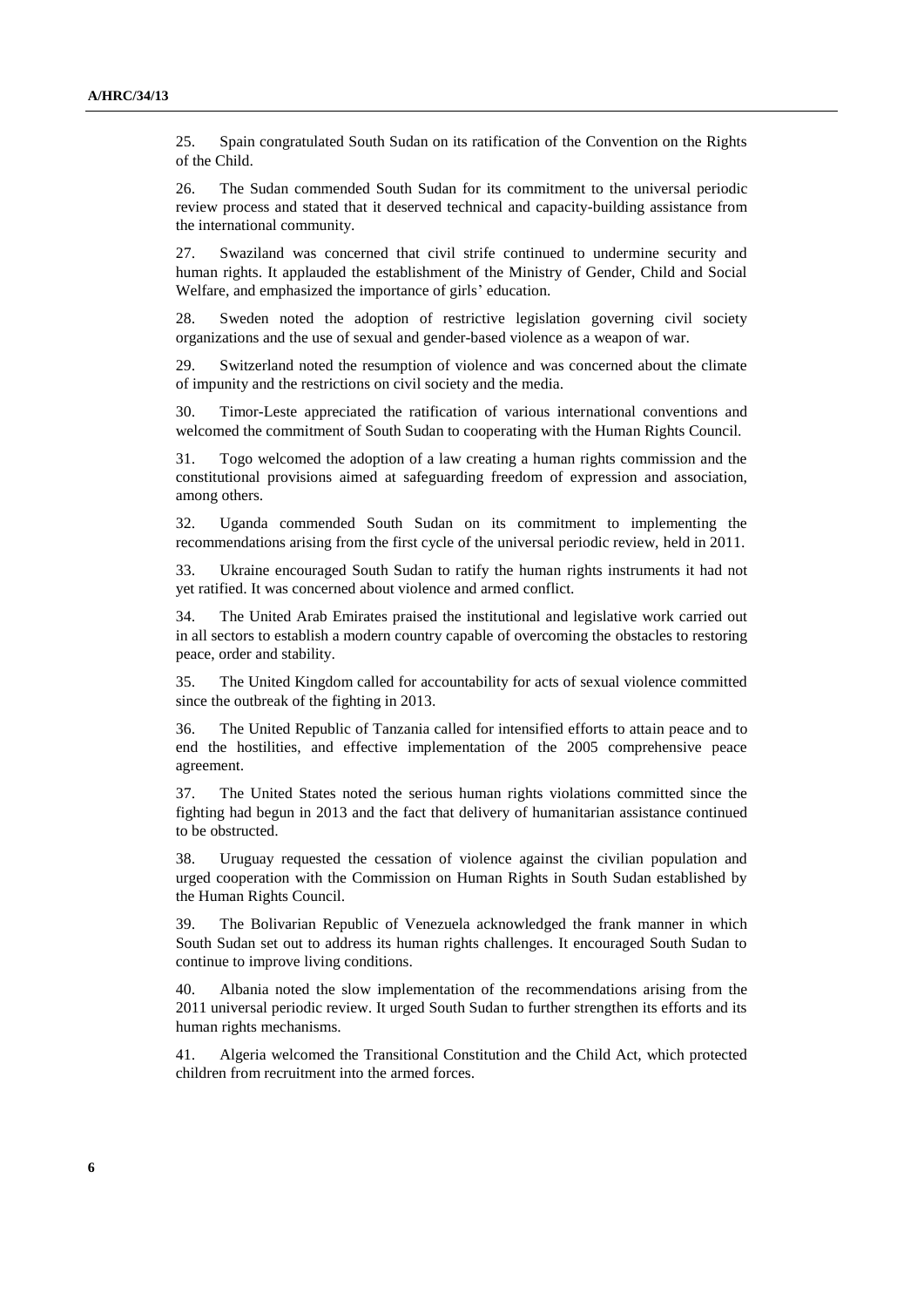25. Spain congratulated South Sudan on its ratification of the Convention on the Rights of the Child.

26. The Sudan commended South Sudan for its commitment to the universal periodic review process and stated that it deserved technical and capacity-building assistance from the international community.

27. Swaziland was concerned that civil strife continued to undermine security and human rights. It applauded the establishment of the Ministry of Gender, Child and Social Welfare, and emphasized the importance of girls' education.

28. Sweden noted the adoption of restrictive legislation governing civil society organizations and the use of sexual and gender-based violence as a weapon of war.

29. Switzerland noted the resumption of violence and was concerned about the climate of impunity and the restrictions on civil society and the media.

30. Timor-Leste appreciated the ratification of various international conventions and welcomed the commitment of South Sudan to cooperating with the Human Rights Council.

31. Togo welcomed the adoption of a law creating a human rights commission and the constitutional provisions aimed at safeguarding freedom of expression and association, among others.

32. Uganda commended South Sudan on its commitment to implementing the recommendations arising from the first cycle of the universal periodic review, held in 2011.

33. Ukraine encouraged South Sudan to ratify the human rights instruments it had not yet ratified. It was concerned about violence and armed conflict.

34. The United Arab Emirates praised the institutional and legislative work carried out in all sectors to establish a modern country capable of overcoming the obstacles to restoring peace, order and stability.

35. The United Kingdom called for accountability for acts of sexual violence committed since the outbreak of the fighting in 2013.

36. The United Republic of Tanzania called for intensified efforts to attain peace and to end the hostilities, and effective implementation of the 2005 comprehensive peace agreement.

37. The United States noted the serious human rights violations committed since the fighting had begun in 2013 and the fact that delivery of humanitarian assistance continued to be obstructed.

38. Uruguay requested the cessation of violence against the civilian population and urged cooperation with the Commission on Human Rights in South Sudan established by the Human Rights Council.

39. The Bolivarian Republic of Venezuela acknowledged the frank manner in which South Sudan set out to address its human rights challenges. It encouraged South Sudan to continue to improve living conditions.

40. Albania noted the slow implementation of the recommendations arising from the 2011 universal periodic review. It urged South Sudan to further strengthen its efforts and its human rights mechanisms.

41. Algeria welcomed the Transitional Constitution and the Child Act, which protected children from recruitment into the armed forces.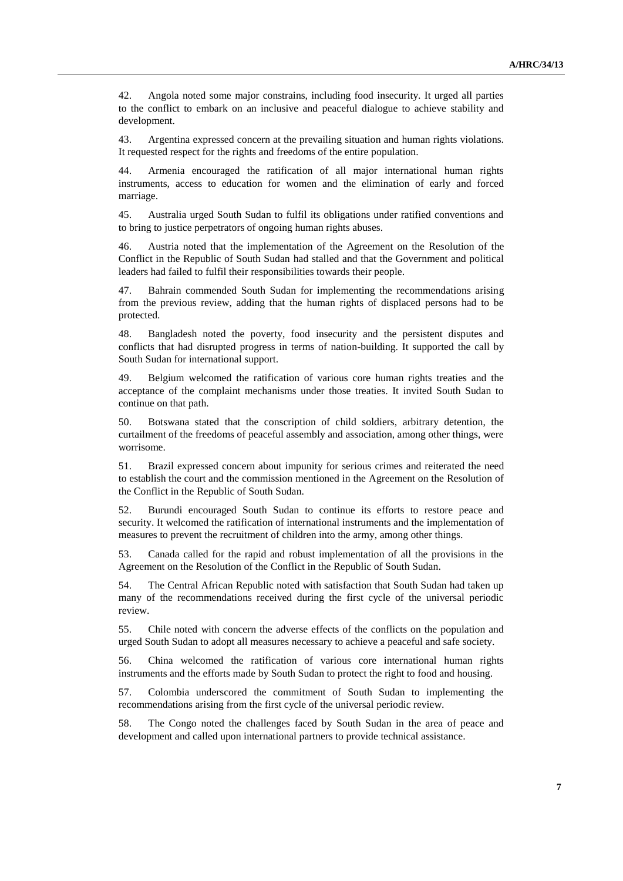42. Angola noted some major constrains, including food insecurity. It urged all parties to the conflict to embark on an inclusive and peaceful dialogue to achieve stability and development.

43. Argentina expressed concern at the prevailing situation and human rights violations. It requested respect for the rights and freedoms of the entire population.

44. Armenia encouraged the ratification of all major international human rights instruments, access to education for women and the elimination of early and forced marriage.

45. Australia urged South Sudan to fulfil its obligations under ratified conventions and to bring to justice perpetrators of ongoing human rights abuses.

46. Austria noted that the implementation of the Agreement on the Resolution of the Conflict in the Republic of South Sudan had stalled and that the Government and political leaders had failed to fulfil their responsibilities towards their people.

47. Bahrain commended South Sudan for implementing the recommendations arising from the previous review, adding that the human rights of displaced persons had to be protected.

48. Bangladesh noted the poverty, food insecurity and the persistent disputes and conflicts that had disrupted progress in terms of nation-building. It supported the call by South Sudan for international support.

49. Belgium welcomed the ratification of various core human rights treaties and the acceptance of the complaint mechanisms under those treaties. It invited South Sudan to continue on that path.

50. Botswana stated that the conscription of child soldiers, arbitrary detention, the curtailment of the freedoms of peaceful assembly and association, among other things, were worrisome.

51. Brazil expressed concern about impunity for serious crimes and reiterated the need to establish the court and the commission mentioned in the Agreement on the Resolution of the Conflict in the Republic of South Sudan.

52. Burundi encouraged South Sudan to continue its efforts to restore peace and security. It welcomed the ratification of international instruments and the implementation of measures to prevent the recruitment of children into the army, among other things.

53. Canada called for the rapid and robust implementation of all the provisions in the Agreement on the Resolution of the Conflict in the Republic of South Sudan.

54. The Central African Republic noted with satisfaction that South Sudan had taken up many of the recommendations received during the first cycle of the universal periodic review.

55. Chile noted with concern the adverse effects of the conflicts on the population and urged South Sudan to adopt all measures necessary to achieve a peaceful and safe society.

56. China welcomed the ratification of various core international human rights instruments and the efforts made by South Sudan to protect the right to food and housing.

57. Colombia underscored the commitment of South Sudan to implementing the recommendations arising from the first cycle of the universal periodic review.

58. The Congo noted the challenges faced by South Sudan in the area of peace and development and called upon international partners to provide technical assistance.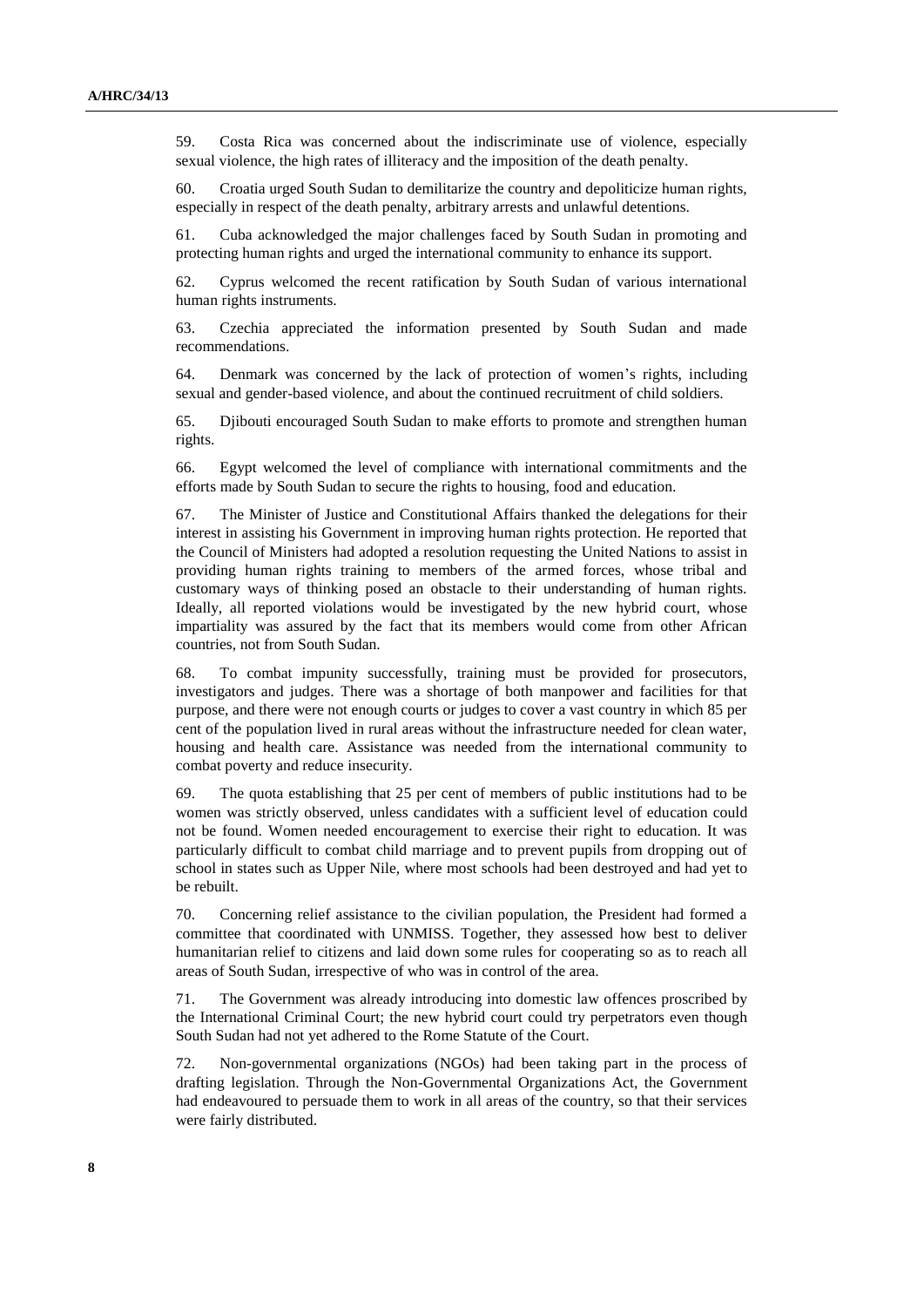59. Costa Rica was concerned about the indiscriminate use of violence, especially sexual violence, the high rates of illiteracy and the imposition of the death penalty.

60. Croatia urged South Sudan to demilitarize the country and depoliticize human rights, especially in respect of the death penalty, arbitrary arrests and unlawful detentions.

61. Cuba acknowledged the major challenges faced by South Sudan in promoting and protecting human rights and urged the international community to enhance its support.

62. Cyprus welcomed the recent ratification by South Sudan of various international human rights instruments.

63. Czechia appreciated the information presented by South Sudan and made recommendations.

64. Denmark was concerned by the lack of protection of women's rights, including sexual and gender-based violence, and about the continued recruitment of child soldiers.

65. Djibouti encouraged South Sudan to make efforts to promote and strengthen human rights.

66. Egypt welcomed the level of compliance with international commitments and the efforts made by South Sudan to secure the rights to housing, food and education.

67. The Minister of Justice and Constitutional Affairs thanked the delegations for their interest in assisting his Government in improving human rights protection. He reported that the Council of Ministers had adopted a resolution requesting the United Nations to assist in providing human rights training to members of the armed forces, whose tribal and customary ways of thinking posed an obstacle to their understanding of human rights. Ideally, all reported violations would be investigated by the new hybrid court, whose impartiality was assured by the fact that its members would come from other African countries, not from South Sudan.

68. To combat impunity successfully, training must be provided for prosecutors, investigators and judges. There was a shortage of both manpower and facilities for that purpose, and there were not enough courts or judges to cover a vast country in which 85 per cent of the population lived in rural areas without the infrastructure needed for clean water, housing and health care. Assistance was needed from the international community to combat poverty and reduce insecurity.

69. The quota establishing that 25 per cent of members of public institutions had to be women was strictly observed, unless candidates with a sufficient level of education could not be found. Women needed encouragement to exercise their right to education. It was particularly difficult to combat child marriage and to prevent pupils from dropping out of school in states such as Upper Nile, where most schools had been destroyed and had yet to be rebuilt.

70. Concerning relief assistance to the civilian population, the President had formed a committee that coordinated with UNMISS. Together, they assessed how best to deliver humanitarian relief to citizens and laid down some rules for cooperating so as to reach all areas of South Sudan, irrespective of who was in control of the area.

71. The Government was already introducing into domestic law offences proscribed by the International Criminal Court; the new hybrid court could try perpetrators even though South Sudan had not yet adhered to the Rome Statute of the Court.

72. Non-governmental organizations (NGOs) had been taking part in the process of drafting legislation. Through the Non-Governmental Organizations Act, the Government had endeavoured to persuade them to work in all areas of the country, so that their services were fairly distributed.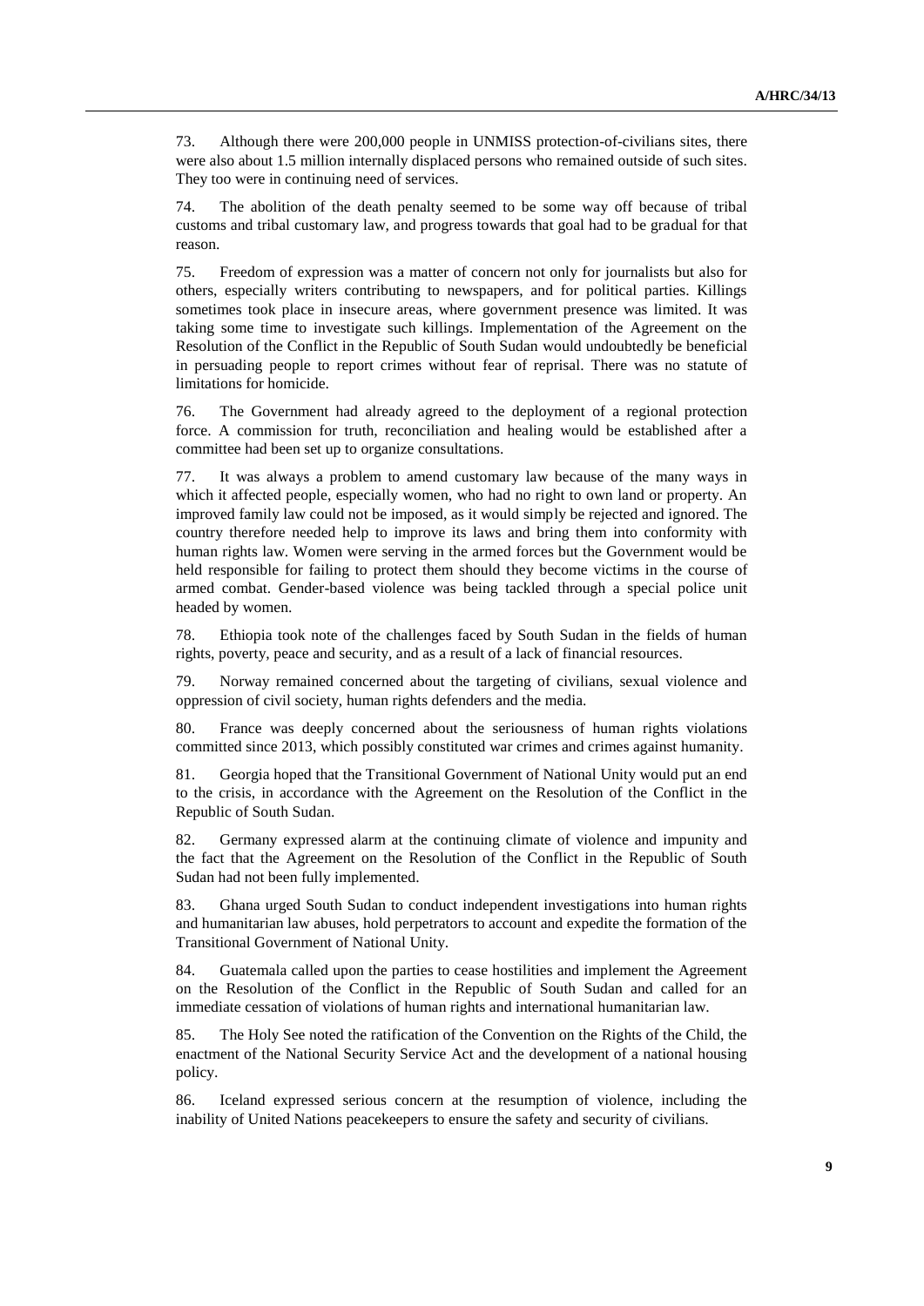73. Although there were 200,000 people in UNMISS protection-of-civilians sites, there were also about 1.5 million internally displaced persons who remained outside of such sites. They too were in continuing need of services.

74. The abolition of the death penalty seemed to be some way off because of tribal customs and tribal customary law, and progress towards that goal had to be gradual for that reason.

75. Freedom of expression was a matter of concern not only for journalists but also for others, especially writers contributing to newspapers, and for political parties. Killings sometimes took place in insecure areas, where government presence was limited. It was taking some time to investigate such killings. Implementation of the Agreement on the Resolution of the Conflict in the Republic of South Sudan would undoubtedly be beneficial in persuading people to report crimes without fear of reprisal. There was no statute of limitations for homicide.

76. The Government had already agreed to the deployment of a regional protection force. A commission for truth, reconciliation and healing would be established after a committee had been set up to organize consultations.

77. It was always a problem to amend customary law because of the many ways in which it affected people, especially women, who had no right to own land or property. An improved family law could not be imposed, as it would simply be rejected and ignored. The country therefore needed help to improve its laws and bring them into conformity with human rights law. Women were serving in the armed forces but the Government would be held responsible for failing to protect them should they become victims in the course of armed combat. Gender-based violence was being tackled through a special police unit headed by women.

78. Ethiopia took note of the challenges faced by South Sudan in the fields of human rights, poverty, peace and security, and as a result of a lack of financial resources.

79. Norway remained concerned about the targeting of civilians, sexual violence and oppression of civil society, human rights defenders and the media.

80. France was deeply concerned about the seriousness of human rights violations committed since 2013, which possibly constituted war crimes and crimes against humanity.

81. Georgia hoped that the Transitional Government of National Unity would put an end to the crisis, in accordance with the Agreement on the Resolution of the Conflict in the Republic of South Sudan.

82. Germany expressed alarm at the continuing climate of violence and impunity and the fact that the Agreement on the Resolution of the Conflict in the Republic of South Sudan had not been fully implemented.

83. Ghana urged South Sudan to conduct independent investigations into human rights and humanitarian law abuses, hold perpetrators to account and expedite the formation of the Transitional Government of National Unity.

84. Guatemala called upon the parties to cease hostilities and implement the Agreement on the Resolution of the Conflict in the Republic of South Sudan and called for an immediate cessation of violations of human rights and international humanitarian law.

85. The Holy See noted the ratification of the Convention on the Rights of the Child, the enactment of the National Security Service Act and the development of a national housing policy.

86. Iceland expressed serious concern at the resumption of violence, including the inability of United Nations peacekeepers to ensure the safety and security of civilians.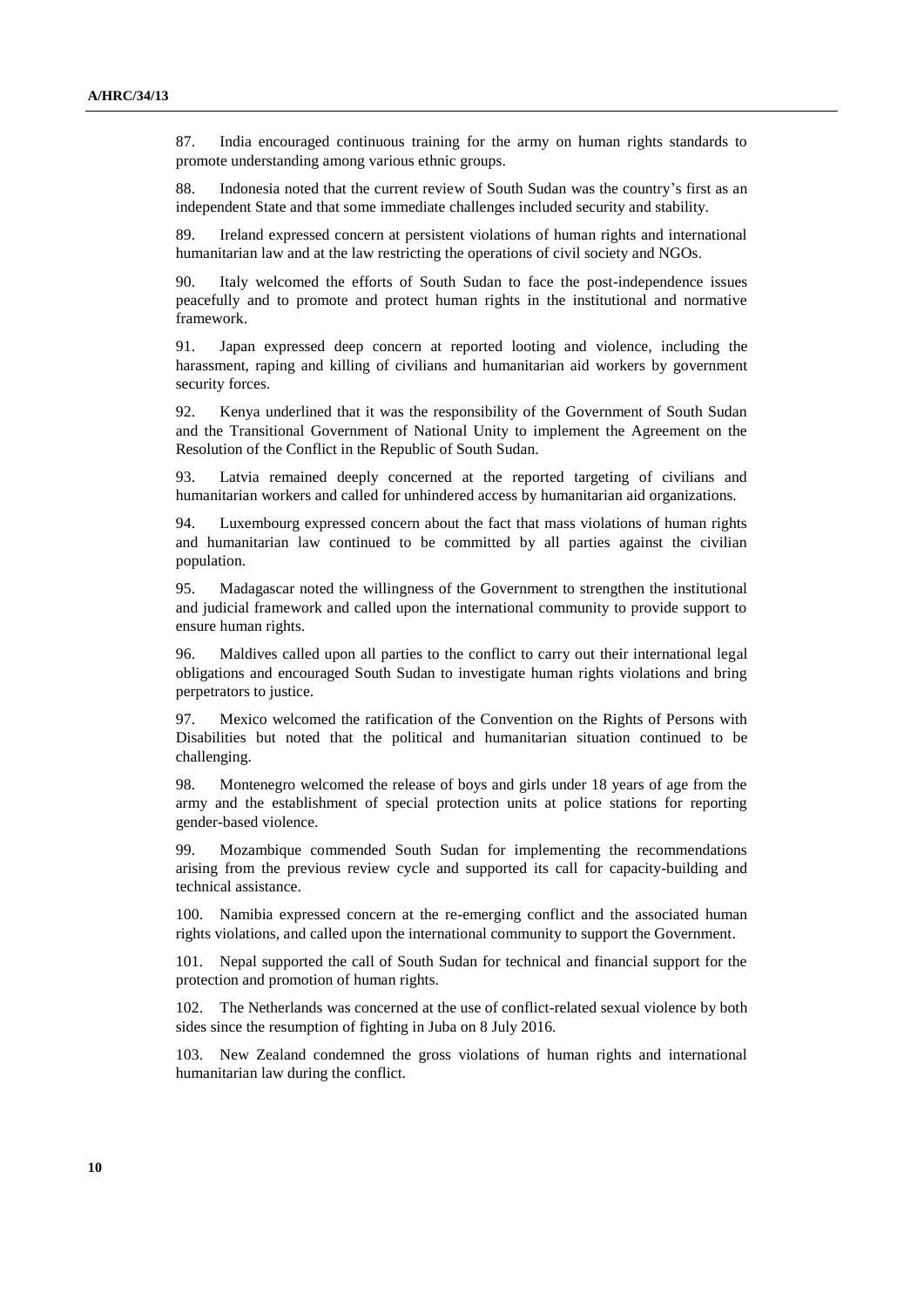87. India encouraged continuous training for the army on human rights standards to promote understanding among various ethnic groups.

88. Indonesia noted that the current review of South Sudan was the country's first as an independent State and that some immediate challenges included security and stability.

89. Ireland expressed concern at persistent violations of human rights and international humanitarian law and at the law restricting the operations of civil society and NGOs.

90. Italy welcomed the efforts of South Sudan to face the post-independence issues peacefully and to promote and protect human rights in the institutional and normative framework.

91. Japan expressed deep concern at reported looting and violence, including the harassment, raping and killing of civilians and humanitarian aid workers by government security forces.

92. Kenya underlined that it was the responsibility of the Government of South Sudan and the Transitional Government of National Unity to implement the Agreement on the Resolution of the Conflict in the Republic of South Sudan.

93. Latvia remained deeply concerned at the reported targeting of civilians and humanitarian workers and called for unhindered access by humanitarian aid organizations.

94. Luxembourg expressed concern about the fact that mass violations of human rights and humanitarian law continued to be committed by all parties against the civilian population.

95. Madagascar noted the willingness of the Government to strengthen the institutional and judicial framework and called upon the international community to provide support to ensure human rights.

96. Maldives called upon all parties to the conflict to carry out their international legal obligations and encouraged South Sudan to investigate human rights violations and bring perpetrators to justice.

97. Mexico welcomed the ratification of the Convention on the Rights of Persons with Disabilities but noted that the political and humanitarian situation continued to be challenging.

98. Montenegro welcomed the release of boys and girls under 18 years of age from the army and the establishment of special protection units at police stations for reporting gender-based violence.

99. Mozambique commended South Sudan for implementing the recommendations arising from the previous review cycle and supported its call for capacity-building and technical assistance.

100. Namibia expressed concern at the re-emerging conflict and the associated human rights violations, and called upon the international community to support the Government.

101. Nepal supported the call of South Sudan for technical and financial support for the protection and promotion of human rights.

102. The Netherlands was concerned at the use of conflict-related sexual violence by both sides since the resumption of fighting in Juba on 8 July 2016.

103. New Zealand condemned the gross violations of human rights and international humanitarian law during the conflict.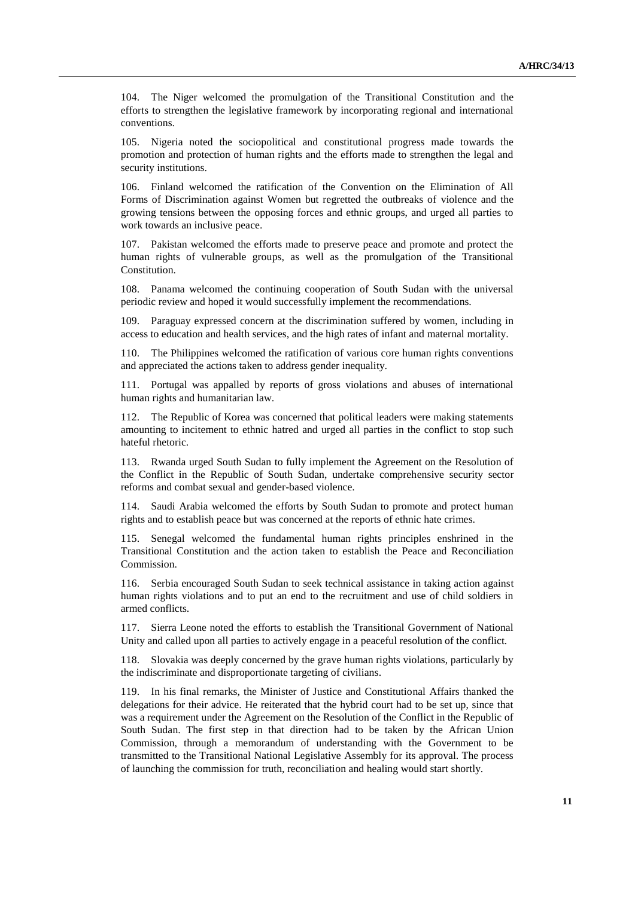104. The Niger welcomed the promulgation of the Transitional Constitution and the efforts to strengthen the legislative framework by incorporating regional and international conventions.

105. Nigeria noted the sociopolitical and constitutional progress made towards the promotion and protection of human rights and the efforts made to strengthen the legal and security institutions.

106. Finland welcomed the ratification of the Convention on the Elimination of All Forms of Discrimination against Women but regretted the outbreaks of violence and the growing tensions between the opposing forces and ethnic groups, and urged all parties to work towards an inclusive peace.

107. Pakistan welcomed the efforts made to preserve peace and promote and protect the human rights of vulnerable groups, as well as the promulgation of the Transitional Constitution.

108. Panama welcomed the continuing cooperation of South Sudan with the universal periodic review and hoped it would successfully implement the recommendations.

109. Paraguay expressed concern at the discrimination suffered by women, including in access to education and health services, and the high rates of infant and maternal mortality.

110. The Philippines welcomed the ratification of various core human rights conventions and appreciated the actions taken to address gender inequality.

111. Portugal was appalled by reports of gross violations and abuses of international human rights and humanitarian law.

112. The Republic of Korea was concerned that political leaders were making statements amounting to incitement to ethnic hatred and urged all parties in the conflict to stop such hateful rhetoric.

113. Rwanda urged South Sudan to fully implement the Agreement on the Resolution of the Conflict in the Republic of South Sudan, undertake comprehensive security sector reforms and combat sexual and gender-based violence.

114. Saudi Arabia welcomed the efforts by South Sudan to promote and protect human rights and to establish peace but was concerned at the reports of ethnic hate crimes.

115. Senegal welcomed the fundamental human rights principles enshrined in the Transitional Constitution and the action taken to establish the Peace and Reconciliation Commission.

116. Serbia encouraged South Sudan to seek technical assistance in taking action against human rights violations and to put an end to the recruitment and use of child soldiers in armed conflicts.

117. Sierra Leone noted the efforts to establish the Transitional Government of National Unity and called upon all parties to actively engage in a peaceful resolution of the conflict.

118. Slovakia was deeply concerned by the grave human rights violations, particularly by the indiscriminate and disproportionate targeting of civilians.

119. In his final remarks, the Minister of Justice and Constitutional Affairs thanked the delegations for their advice. He reiterated that the hybrid court had to be set up, since that was a requirement under the Agreement on the Resolution of the Conflict in the Republic of South Sudan. The first step in that direction had to be taken by the African Union Commission, through a memorandum of understanding with the Government to be transmitted to the Transitional National Legislative Assembly for its approval. The process of launching the commission for truth, reconciliation and healing would start shortly.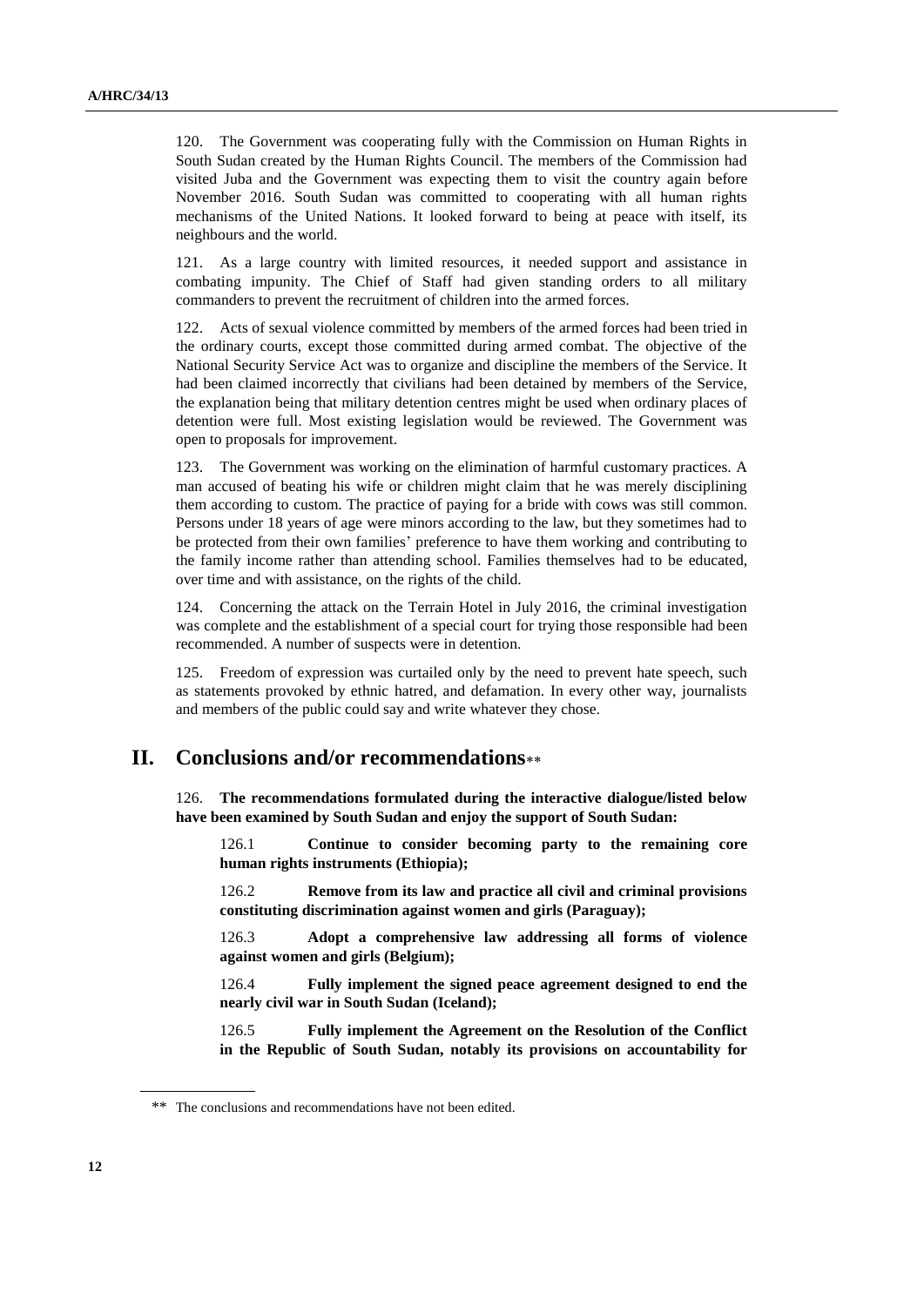120. The Government was cooperating fully with the Commission on Human Rights in South Sudan created by the Human Rights Council. The members of the Commission had visited Juba and the Government was expecting them to visit the country again before November 2016. South Sudan was committed to cooperating with all human rights mechanisms of the United Nations. It looked forward to being at peace with itself, its neighbours and the world.

121. As a large country with limited resources, it needed support and assistance in combating impunity. The Chief of Staff had given standing orders to all military commanders to prevent the recruitment of children into the armed forces.

122. Acts of sexual violence committed by members of the armed forces had been tried in the ordinary courts, except those committed during armed combat. The objective of the National Security Service Act was to organize and discipline the members of the Service. It had been claimed incorrectly that civilians had been detained by members of the Service, the explanation being that military detention centres might be used when ordinary places of detention were full. Most existing legislation would be reviewed. The Government was open to proposals for improvement.

123. The Government was working on the elimination of harmful customary practices. A man accused of beating his wife or children might claim that he was merely disciplining them according to custom. The practice of paying for a bride with cows was still common. Persons under 18 years of age were minors according to the law, but they sometimes had to be protected from their own families' preference to have them working and contributing to the family income rather than attending school. Families themselves had to be educated, over time and with assistance, on the rights of the child.

124. Concerning the attack on the Terrain Hotel in July 2016, the criminal investigation was complete and the establishment of a special court for trying those responsible had been recommended. A number of suspects were in detention.

125. Freedom of expression was curtailed only by the need to prevent hate speech, such as statements provoked by ethnic hatred, and defamation. In every other way, journalists and members of the public could say and write whatever they chose.

## II. Conclusions and/or recommendations**

126. **The recommendations formulated during the interactive dialogue/listed below have been examined by South Sudan and enjoy the support of South Sudan:**

126.1 **Continue to consider becoming party to the remaining core human rights instruments (Ethiopia);**

126.2 **Remove from its law and practice all civil and criminal provisions constituting discrimination against women and girls (Paraguay);**

126.3 **Adopt a comprehensive law addressing all forms of violence against women and girls (Belgium);**

126.4 **Fully implement the signed peace agreement designed to end the nearly civil war in South Sudan (Iceland);**

126.5 **Fully implement the Agreement on the Resolution of the Conflict in the Republic of South Sudan, notably its provisions on accountability for**

** The conclusions and recommendations have not been edited.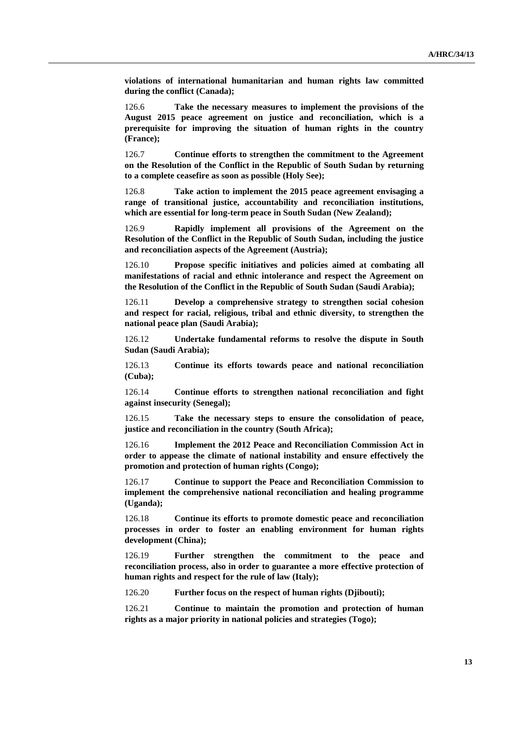**violations of international humanitarian and human rights law committed during the conflict (Canada);**

126.6 **Take the necessary measures to implement the provisions of the August 2015 peace agreement on justice and reconciliation, which is a prerequisite for improving the situation of human rights in the country (France);**

126.7 **Continue efforts to strengthen the commitment to the Agreement on the Resolution of the Conflict in the Republic of South Sudan by returning to a complete ceasefire as soon as possible (Holy See);**

126.8 **Take action to implement the 2015 peace agreement envisaging a range of transitional justice, accountability and reconciliation institutions, which are essential for long-term peace in South Sudan (New Zealand);**

126.9 **Rapidly implement all provisions of the Agreement on the Resolution of the Conflict in the Republic of South Sudan, including the justice and reconciliation aspects of the Agreement (Austria);**

126.10 **Propose specific initiatives and policies aimed at combating all manifestations of racial and ethnic intolerance and respect the Agreement on the Resolution of the Conflict in the Republic of South Sudan (Saudi Arabia);**

126.11 **Develop a comprehensive strategy to strengthen social cohesion and respect for racial, religious, tribal and ethnic diversity, to strengthen the national peace plan (Saudi Arabia);**

126.12 **Undertake fundamental reforms to resolve the dispute in South Sudan (Saudi Arabia);**

126.13 **Continue its efforts towards peace and national reconciliation (Cuba);**

126.14 **Continue efforts to strengthen national reconciliation and fight against insecurity (Senegal);**

126.15 **Take the necessary steps to ensure the consolidation of peace, justice and reconciliation in the country (South Africa);**

126.16 **Implement the 2012 Peace and Reconciliation Commission Act in order to appease the climate of national instability and ensure effectively the promotion and protection of human rights (Congo);**

126.17 **Continue to support the Peace and Reconciliation Commission to implement the comprehensive national reconciliation and healing programme (Uganda);**

126.18 **Continue its efforts to promote domestic peace and reconciliation processes in order to foster an enabling environment for human rights development (China);**

126.19 **Further strengthen the commitment to the peace and reconciliation process, also in order to guarantee a more effective protection of human rights and respect for the rule of law (Italy);**

126.20 **Further focus on the respect of human rights (Djibouti);**

126.21 **Continue to maintain the promotion and protection of human rights as a major priority in national policies and strategies (Togo);**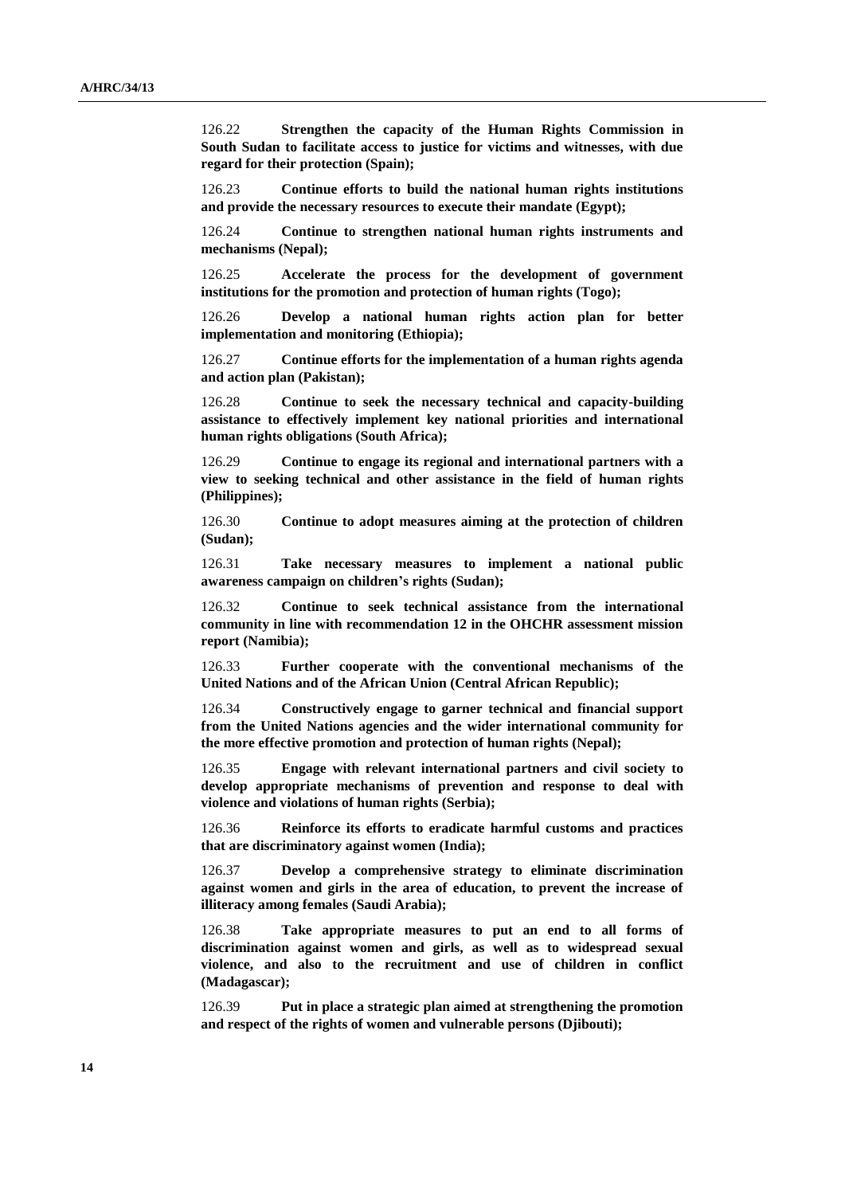126.22 **Strengthen the capacity of the Human Rights Commission in South Sudan to facilitate access to justice for victims and witnesses, with due regard for their protection (Spain);**

126.23 **Continue efforts to build the national human rights institutions and provide the necessary resources to execute their mandate (Egypt);**

126.24 **Continue to strengthen national human rights instruments and mechanisms (Nepal);**

126.25 **Accelerate the process for the development of government institutions for the promotion and protection of human rights (Togo);**

126.26 **Develop a national human rights action plan for better implementation and monitoring (Ethiopia);**

126.27 **Continue efforts for the implementation of a human rights agenda and action plan (Pakistan);**

126.28 **Continue to seek the necessary technical and capacity-building assistance to effectively implement key national priorities and international human rights obligations (South Africa);**

126.29 **Continue to engage its regional and international partners with a view to seeking technical and other assistance in the field of human rights (Philippines);**

126.30 **Continue to adopt measures aiming at the protection of children (Sudan);**

126.31 **Take necessary measures to implement a national public awareness campaign on children's rights (Sudan);**

126.32 **Continue to seek technical assistance from the international community in line with recommendation 12 in the OHCHR assessment mission report (Namibia);**

126.33 **Further cooperate with the conventional mechanisms of the United Nations and of the African Union (Central African Republic);**

126.34 **Constructively engage to garner technical and financial support from the United Nations agencies and the wider international community for the more effective promotion and protection of human rights (Nepal);**

126.35 **Engage with relevant international partners and civil society to develop appropriate mechanisms of prevention and response to deal with violence and violations of human rights (Serbia);**

126.36 **Reinforce its efforts to eradicate harmful customs and practices that are discriminatory against women (India);**

126.37 **Develop a comprehensive strategy to eliminate discrimination against women and girls in the area of education, to prevent the increase of illiteracy among females (Saudi Arabia);**

126.38 **Take appropriate measures to put an end to all forms of discrimination against women and girls, as well as to widespread sexual violence, and also to the recruitment and use of children in conflict (Madagascar);**

126.39 **Put in place a strategic plan aimed at strengthening the promotion and respect of the rights of women and vulnerable persons (Djibouti);**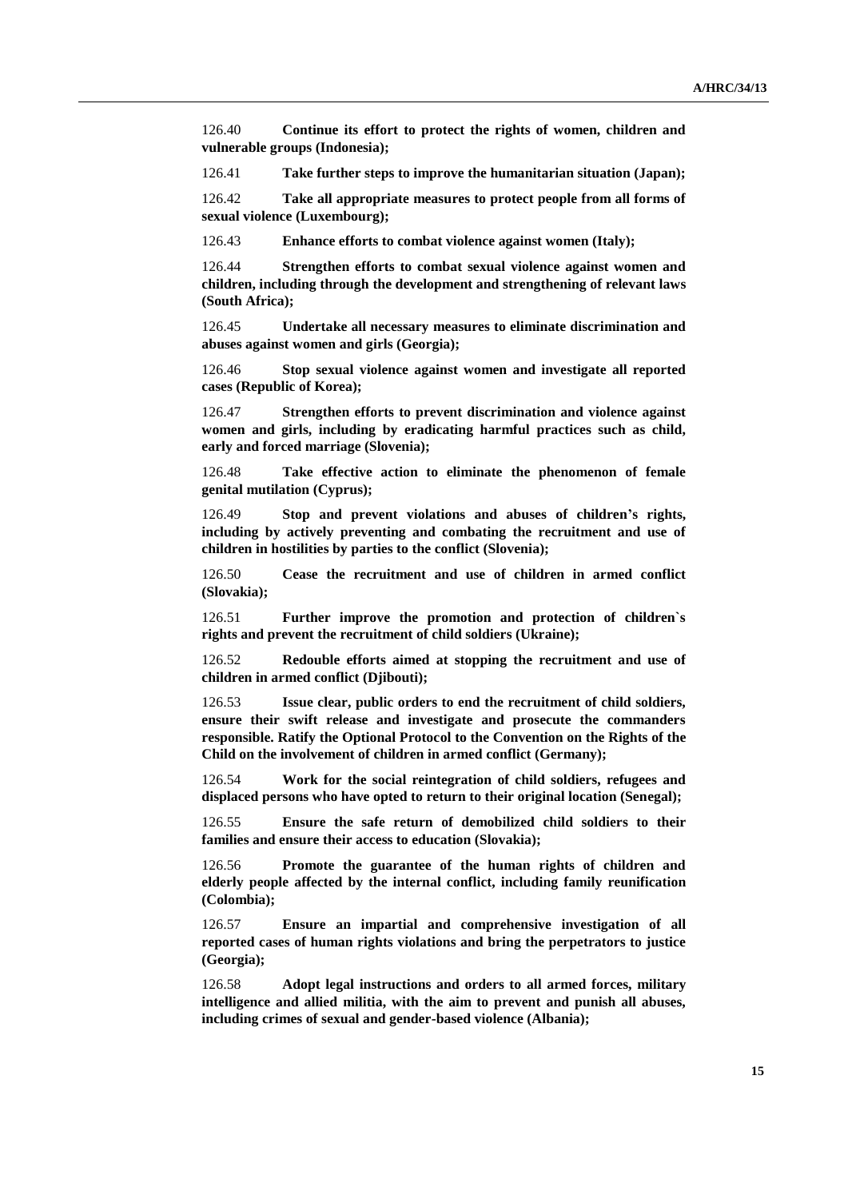126.40 **Continue its effort to protect the rights of women, children and vulnerable groups (Indonesia);**

126.41 **Take further steps to improve the humanitarian situation (Japan);**

126.42 **Take all appropriate measures to protect people from all forms of sexual violence (Luxembourg);**

126.43 **Enhance efforts to combat violence against women (Italy);**

126.44 **Strengthen efforts to combat sexual violence against women and children, including through the development and strengthening of relevant laws (South Africa);**

126.45 **Undertake all necessary measures to eliminate discrimination and abuses against women and girls (Georgia);**

126.46 **Stop sexual violence against women and investigate all reported cases (Republic of Korea);**

126.47 **Strengthen efforts to prevent discrimination and violence against women and girls, including by eradicating harmful practices such as child, early and forced marriage (Slovenia);**

126.48 **Take effective action to eliminate the phenomenon of female genital mutilation (Cyprus);**

126.49 **Stop and prevent violations and abuses of children's rights, including by actively preventing and combating the recruitment and use of children in hostilities by parties to the conflict (Slovenia);**

126.50 **Cease the recruitment and use of children in armed conflict (Slovakia);**

126.51 **Further improve the promotion and protection of children`s rights and prevent the recruitment of child soldiers (Ukraine);**

126.52 **Redouble efforts aimed at stopping the recruitment and use of children in armed conflict (Djibouti);**

126.53 **Issue clear, public orders to end the recruitment of child soldiers, ensure their swift release and investigate and prosecute the commanders responsible. Ratify the Optional Protocol to the Convention on the Rights of the Child on the involvement of children in armed conflict (Germany);**

126.54 **Work for the social reintegration of child soldiers, refugees and displaced persons who have opted to return to their original location (Senegal);**

126.55 **Ensure the safe return of demobilized child soldiers to their families and ensure their access to education (Slovakia);**

126.56 **Promote the guarantee of the human rights of children and elderly people affected by the internal conflict, including family reunification (Colombia);**

126.57 **Ensure an impartial and comprehensive investigation of all reported cases of human rights violations and bring the perpetrators to justice (Georgia);**

126.58 **Adopt legal instructions and orders to all armed forces, military intelligence and allied militia, with the aim to prevent and punish all abuses, including crimes of sexual and gender-based violence (Albania);**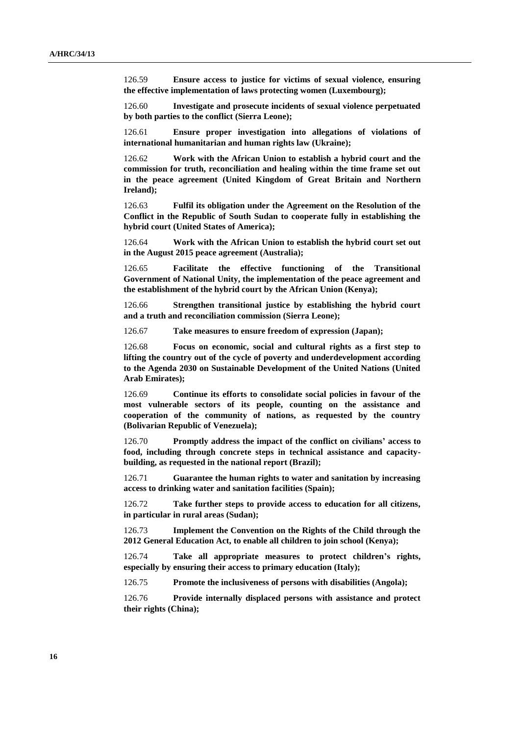126.59 **Ensure access to justice for victims of sexual violence, ensuring the effective implementation of laws protecting women (Luxembourg);**

126.60 **Investigate and prosecute incidents of sexual violence perpetuated by both parties to the conflict (Sierra Leone);**

126.61 **Ensure proper investigation into allegations of violations of international humanitarian and human rights law (Ukraine);**

126.62 **Work with the African Union to establish a hybrid court and the commission for truth, reconciliation and healing within the time frame set out in the peace agreement (United Kingdom of Great Britain and Northern Ireland);**

126.63 **Fulfil its obligation under the Agreement on the Resolution of the Conflict in the Republic of South Sudan to cooperate fully in establishing the hybrid court (United States of America);**

126.64 **Work with the African Union to establish the hybrid court set out in the August 2015 peace agreement (Australia);**

126.65 **Facilitate the effective functioning of the Transitional Government of National Unity, the implementation of the peace agreement and the establishment of the hybrid court by the African Union (Kenya);**

126.66 **Strengthen transitional justice by establishing the hybrid court and a truth and reconciliation commission (Sierra Leone);**

126.67 **Take measures to ensure freedom of expression (Japan);**

126.68 **Focus on economic, social and cultural rights as a first step to lifting the country out of the cycle of poverty and underdevelopment according to the Agenda 2030 on Sustainable Development of the United Nations (United Arab Emirates);**

126.69 **Continue its efforts to consolidate social policies in favour of the most vulnerable sectors of its people, counting on the assistance and cooperation of the community of nations, as requested by the country (Bolivarian Republic of Venezuela);**

126.70 **Promptly address the impact of the conflict on civilians' access to food, including through concrete steps in technical assistance and capacity-building, as requested in the national report (Brazil);**

126.71 **Guarantee the human rights to water and sanitation by increasing access to drinking water and sanitation facilities (Spain);**

126.72 **Take further steps to provide access to education for all citizens, in particular in rural areas (Sudan);**

126.73 **Implement the Convention on the Rights of the Child through the 2012 General Education Act, to enable all children to join school (Kenya);**

126.74 **Take all appropriate measures to protect children's rights, especially by ensuring their access to primary education (Italy);**

126.75 **Promote the inclusiveness of persons with disabilities (Angola);**

126.76 **Provide internally displaced persons with assistance and protect their rights (China);**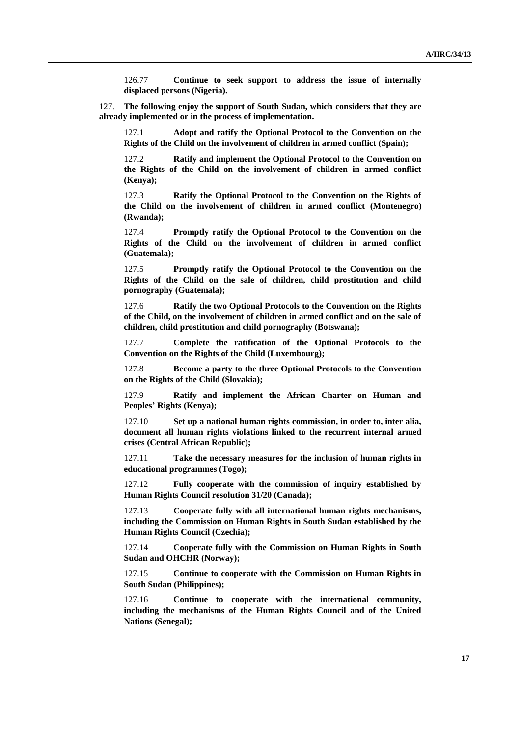126.77 **Continue to seek support to address the issue of internally displaced persons (Nigeria).**

127. **The following enjoy the support of South Sudan, which considers that they are already implemented or in the process of implementation.**

127.1 **Adopt and ratify the Optional Protocol to the Convention on the Rights of the Child on the involvement of children in armed conflict (Spain);**

127.2 **Ratify and implement the Optional Protocol to the Convention on the Rights of the Child on the involvement of children in armed conflict (Kenya);**

127.3 **Ratify the Optional Protocol to the Convention on the Rights of the Child on the involvement of children in armed conflict (Montenegro) (Rwanda);**

127.4 **Promptly ratify the Optional Protocol to the Convention on the Rights of the Child on the involvement of children in armed conflict (Guatemala);**

127.5 **Promptly ratify the Optional Protocol to the Convention on the Rights of the Child on the sale of children, child prostitution and child pornography (Guatemala);**

127.6 **Ratify the two Optional Protocols to the Convention on the Rights of the Child, on the involvement of children in armed conflict and on the sale of children, child prostitution and child pornography (Botswana);**

127.7 **Complete the ratification of the Optional Protocols to the Convention on the Rights of the Child (Luxembourg);**

127.8 **Become a party to the three Optional Protocols to the Convention on the Rights of the Child (Slovakia);**

127.9 **Ratify and implement the African Charter on Human and Peoples' Rights (Kenya);**

127.10 **Set up a national human rights commission, in order to, inter alia, document all human rights violations linked to the recurrent internal armed crises (Central African Republic);**

127.11 **Take the necessary measures for the inclusion of human rights in educational programmes (Togo);**

127.12 **Fully cooperate with the commission of inquiry established by Human Rights Council resolution 31/20 (Canada);**

127.13 **Cooperate fully with all international human rights mechanisms, including the Commission on Human Rights in South Sudan established by the Human Rights Council (Czechia);**

127.14 **Cooperate fully with the Commission on Human Rights in South Sudan and OHCHR (Norway);**

127.15 **Continue to cooperate with the Commission on Human Rights in South Sudan (Philippines);**

127.16 **Continue to cooperate with the international community, including the mechanisms of the Human Rights Council and of the United Nations (Senegal);**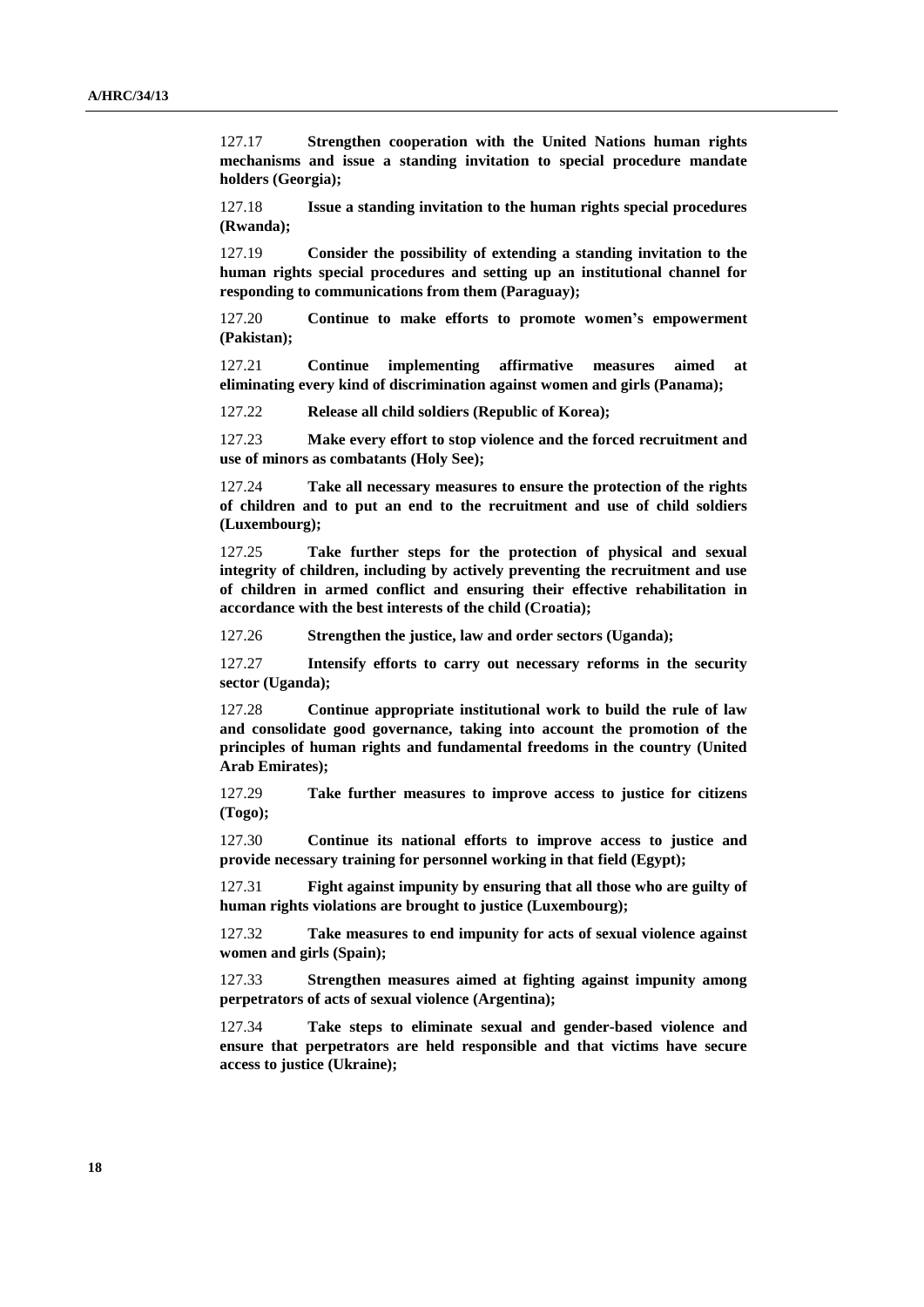127.17 **Strengthen cooperation with the United Nations human rights mechanisms and issue a standing invitation to special procedure mandate holders (Georgia);**

127.18 **Issue a standing invitation to the human rights special procedures (Rwanda);**

127.19 **Consider the possibility of extending a standing invitation to the human rights special procedures and setting up an institutional channel for responding to communications from them (Paraguay);**

127.20 **Continue to make efforts to promote women's empowerment (Pakistan);**

127.21 **Continue implementing affirmative measures aimed at eliminating every kind of discrimination against women and girls (Panama);**

127.22 **Release all child soldiers (Republic of Korea);**

127.23 **Make every effort to stop violence and the forced recruitment and use of minors as combatants (Holy See);**

127.24 **Take all necessary measures to ensure the protection of the rights of children and to put an end to the recruitment and use of child soldiers (Luxembourg);**

127.25 **Take further steps for the protection of physical and sexual integrity of children, including by actively preventing the recruitment and use of children in armed conflict and ensuring their effective rehabilitation in accordance with the best interests of the child (Croatia);**

127.26 **Strengthen the justice, law and order sectors (Uganda);**

127.27 **Intensify efforts to carry out necessary reforms in the security sector (Uganda);**

127.28 **Continue appropriate institutional work to build the rule of law and consolidate good governance, taking into account the promotion of the principles of human rights and fundamental freedoms in the country (United Arab Emirates);**

127.29 **Take further measures to improve access to justice for citizens (Togo);**

127.30 **Continue its national efforts to improve access to justice and provide necessary training for personnel working in that field (Egypt);**

127.31 **Fight against impunity by ensuring that all those who are guilty of human rights violations are brought to justice (Luxembourg);**

127.32 **Take measures to end impunity for acts of sexual violence against women and girls (Spain);**

127.33 **Strengthen measures aimed at fighting against impunity among perpetrators of acts of sexual violence (Argentina);**

127.34 **Take steps to eliminate sexual and gender-based violence and ensure that perpetrators are held responsible and that victims have secure access to justice (Ukraine);**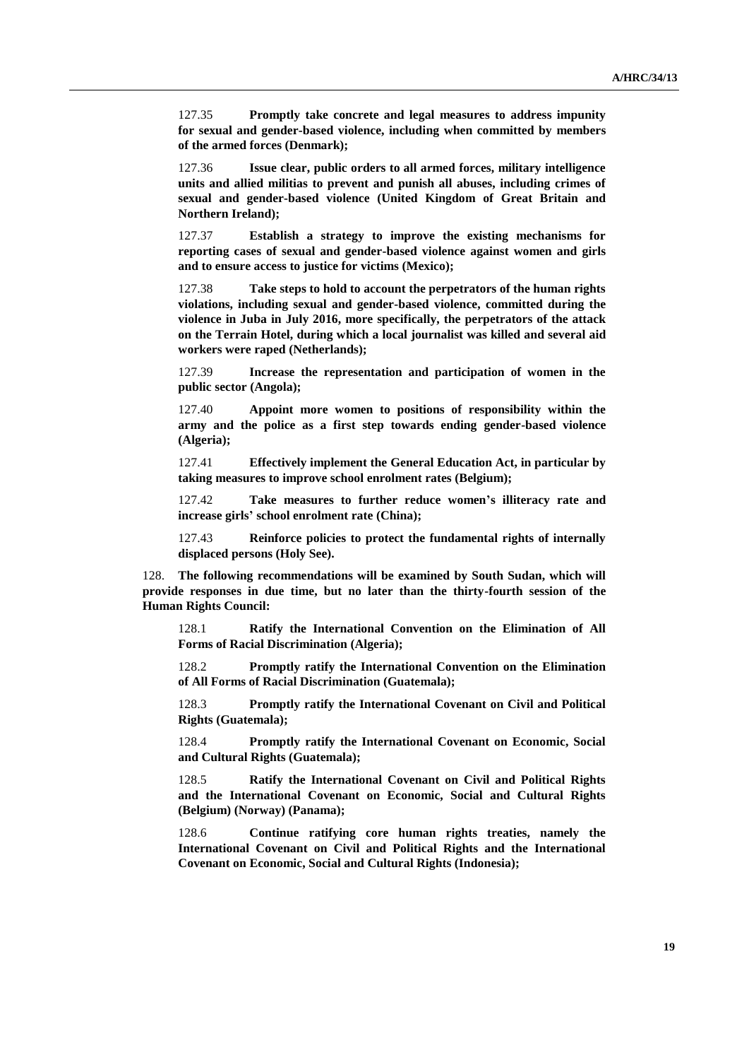127.35 **Promptly take concrete and legal measures to address impunity for sexual and gender-based violence, including when committed by members of the armed forces (Denmark);**

127.36 **Issue clear, public orders to all armed forces, military intelligence units and allied militias to prevent and punish all abuses, including crimes of sexual and gender-based violence (United Kingdom of Great Britain and Northern Ireland);**

127.37 **Establish a strategy to improve the existing mechanisms for reporting cases of sexual and gender-based violence against women and girls and to ensure access to justice for victims (Mexico);**

127.38 **Take steps to hold to account the perpetrators of the human rights violations, including sexual and gender-based violence, committed during the violence in Juba in July 2016, more specifically, the perpetrators of the attack on the Terrain Hotel, during which a local journalist was killed and several aid workers were raped (Netherlands);**

127.39 **Increase the representation and participation of women in the public sector (Angola);**

127.40 **Appoint more women to positions of responsibility within the army and the police as a first step towards ending gender-based violence (Algeria);**

127.41 **Effectively implement the General Education Act, in particular by taking measures to improve school enrolment rates (Belgium);**

127.42 **Take measures to further reduce women's illiteracy rate and increase girls' school enrolment rate (China);**

127.43 **Reinforce policies to protect the fundamental rights of internally displaced persons (Holy See).**

128. **The following recommendations will be examined by South Sudan, which will provide responses in due time, but no later than the thirty-fourth session of the Human Rights Council:**

128.1 **Ratify the International Convention on the Elimination of All Forms of Racial Discrimination (Algeria);**

128.2 **Promptly ratify the International Convention on the Elimination of All Forms of Racial Discrimination (Guatemala);**

128.3 **Promptly ratify the International Covenant on Civil and Political Rights (Guatemala);**

128.4 **Promptly ratify the International Covenant on Economic, Social and Cultural Rights (Guatemala);**

128.5 **Ratify the International Covenant on Civil and Political Rights and the International Covenant on Economic, Social and Cultural Rights (Belgium) (Norway) (Panama);**

128.6 **Continue ratifying core human rights treaties, namely the International Covenant on Civil and Political Rights and the International Covenant on Economic, Social and Cultural Rights (Indonesia);**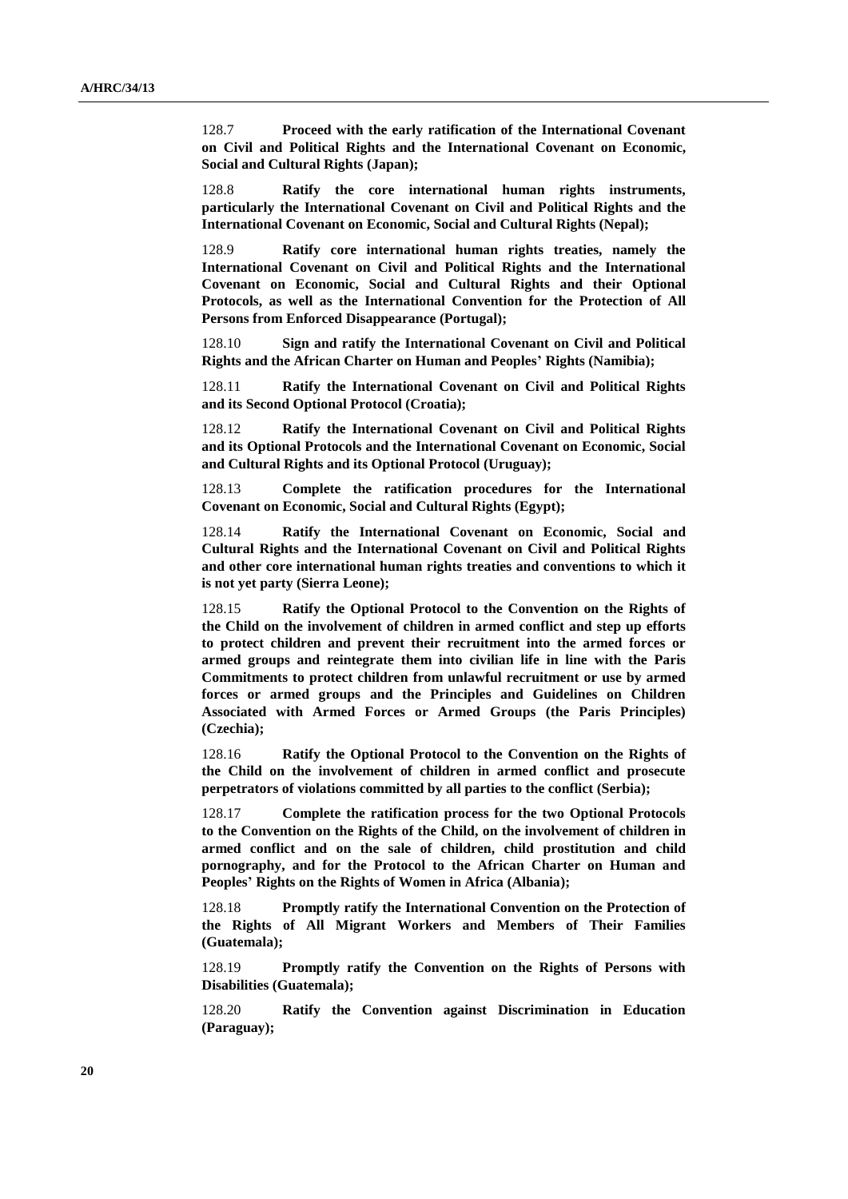128.7 **Proceed with the early ratification of the International Covenant on Civil and Political Rights and the International Covenant on Economic, Social and Cultural Rights (Japan);**

128.8 **Ratify the core international human rights instruments, particularly the International Covenant on Civil and Political Rights and the International Covenant on Economic, Social and Cultural Rights (Nepal);**

128.9 **Ratify core international human rights treaties, namely the International Covenant on Civil and Political Rights and the International Covenant on Economic, Social and Cultural Rights and their Optional Protocols, as well as the International Convention for the Protection of All Persons from Enforced Disappearance (Portugal);**

128.10 **Sign and ratify the International Covenant on Civil and Political Rights and the African Charter on Human and Peoples' Rights (Namibia);**

128.11 **Ratify the International Covenant on Civil and Political Rights and its Second Optional Protocol (Croatia);**

128.12 **Ratify the International Covenant on Civil and Political Rights and its Optional Protocols and the International Covenant on Economic, Social and Cultural Rights and its Optional Protocol (Uruguay);**

128.13 **Complete the ratification procedures for the International Covenant on Economic, Social and Cultural Rights (Egypt);**

128.14 **Ratify the International Covenant on Economic, Social and Cultural Rights and the International Covenant on Civil and Political Rights and other core international human rights treaties and conventions to which it is not yet party (Sierra Leone);**

128.15 **Ratify the Optional Protocol to the Convention on the Rights of the Child on the involvement of children in armed conflict and step up efforts to protect children and prevent their recruitment into the armed forces or armed groups and reintegrate them into civilian life in line with the Paris Commitments to protect children from unlawful recruitment or use by armed forces or armed groups and the Principles and Guidelines on Children Associated with Armed Forces or Armed Groups (the Paris Principles) (Czechia);**

128.16 **Ratify the Optional Protocol to the Convention on the Rights of the Child on the involvement of children in armed conflict and prosecute perpetrators of violations committed by all parties to the conflict (Serbia);**

128.17 **Complete the ratification process for the two Optional Protocols to the Convention on the Rights of the Child, on the involvement of children in armed conflict and on the sale of children, child prostitution and child pornography, and for the Protocol to the African Charter on Human and Peoples' Rights on the Rights of Women in Africa (Albania);**

128.18 **Promptly ratify the International Convention on the Protection of the Rights of All Migrant Workers and Members of Their Families (Guatemala);**

128.19 **Promptly ratify the Convention on the Rights of Persons with Disabilities (Guatemala);**

128.20 **Ratify the Convention against Discrimination in Education (Paraguay);**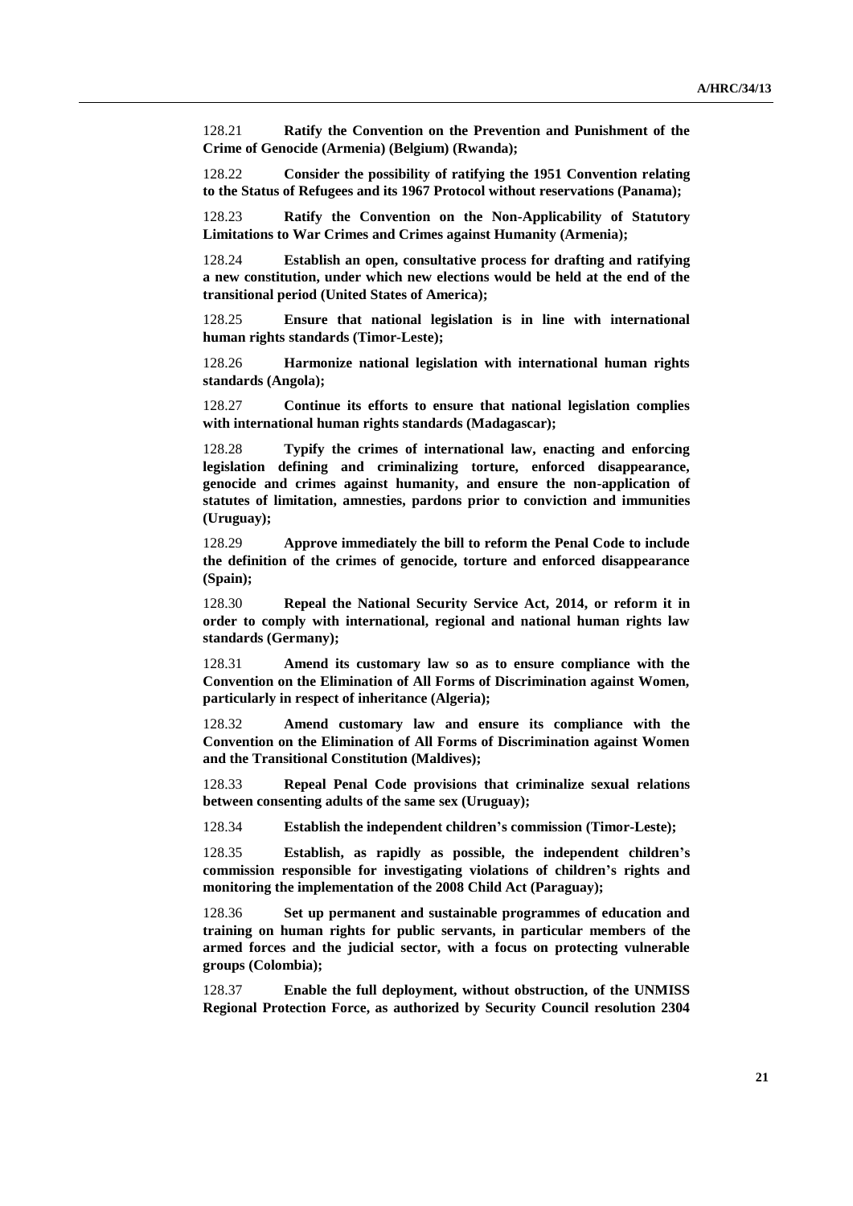128.21 **Ratify the Convention on the Prevention and Punishment of the Crime of Genocide (Armenia) (Belgium) (Rwanda);**

128.22 **Consider the possibility of ratifying the 1951 Convention relating to the Status of Refugees and its 1967 Protocol without reservations (Panama);**

128.23 **Ratify the Convention on the Non-Applicability of Statutory Limitations to War Crimes and Crimes against Humanity (Armenia);**

128.24 **Establish an open, consultative process for drafting and ratifying a new constitution, under which new elections would be held at the end of the transitional period (United States of America);**

128.25 **Ensure that national legislation is in line with international human rights standards (Timor-Leste);**

128.26 **Harmonize national legislation with international human rights standards (Angola);**

128.27 **Continue its efforts to ensure that national legislation complies with international human rights standards (Madagascar);**

128.28 **Typify the crimes of international law, enacting and enforcing legislation defining and criminalizing torture, enforced disappearance, genocide and crimes against humanity, and ensure the non-application of statutes of limitation, amnesties, pardons prior to conviction and immunities (Uruguay);**

128.29 **Approve immediately the bill to reform the Penal Code to include the definition of the crimes of genocide, torture and enforced disappearance (Spain);**

128.30 **Repeal the National Security Service Act, 2014, or reform it in order to comply with international, regional and national human rights law standards (Germany);**

128.31 **Amend its customary law so as to ensure compliance with the Convention on the Elimination of All Forms of Discrimination against Women, particularly in respect of inheritance (Algeria);**

128.32 **Amend customary law and ensure its compliance with the Convention on the Elimination of All Forms of Discrimination against Women and the Transitional Constitution (Maldives);**

128.33 **Repeal Penal Code provisions that criminalize sexual relations between consenting adults of the same sex (Uruguay);**

128.34 **Establish the independent children's commission (Timor-Leste);**

128.35 **Establish, as rapidly as possible, the independent children's commission responsible for investigating violations of children's rights and monitoring the implementation of the 2008 Child Act (Paraguay);**

128.36 **Set up permanent and sustainable programmes of education and training on human rights for public servants, in particular members of the armed forces and the judicial sector, with a focus on protecting vulnerable groups (Colombia);**

128.37 **Enable the full deployment, without obstruction, of the UNMISS Regional Protection Force, as authorized by Security Council resolution 2304**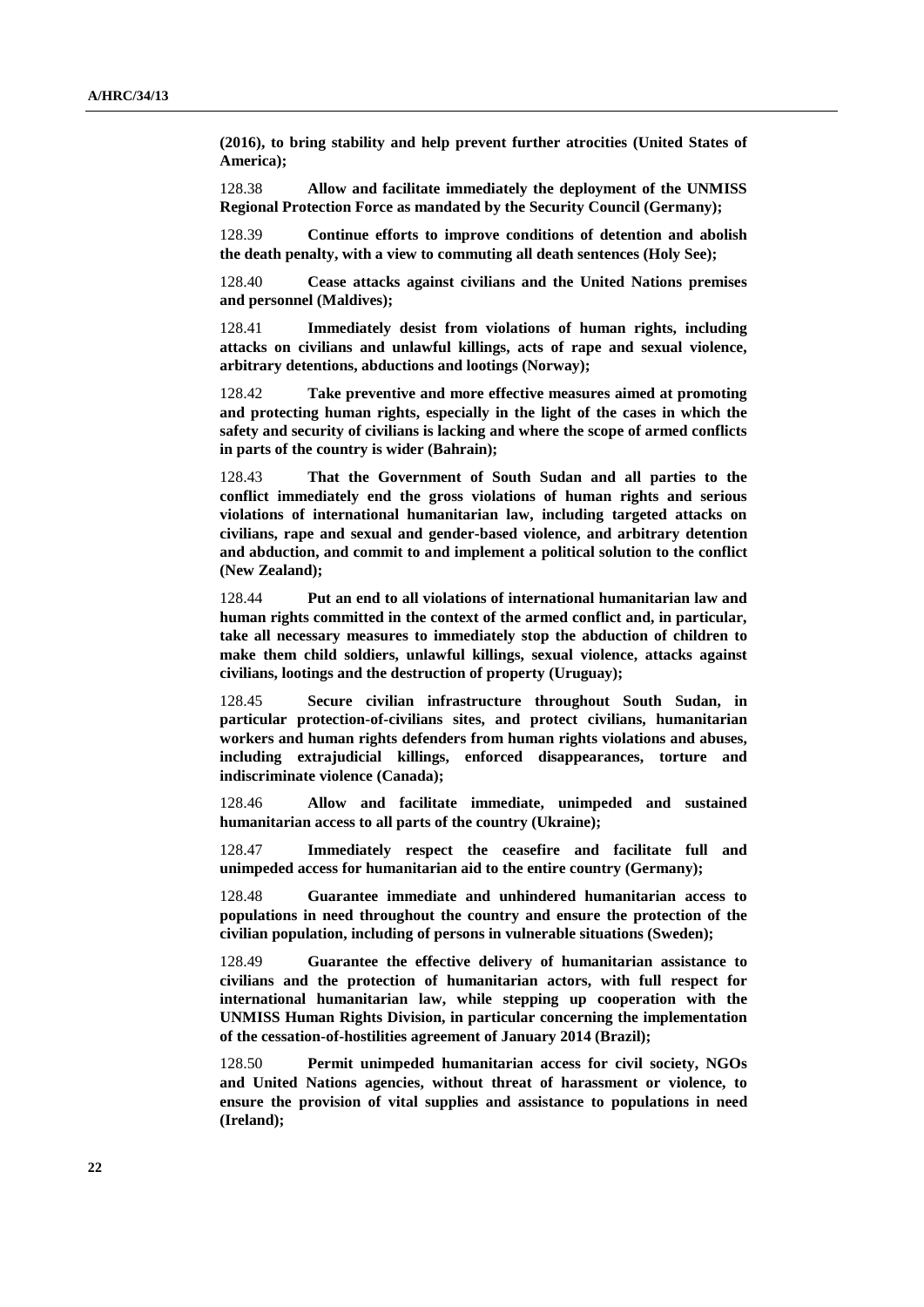**(2016), to bring stability and help prevent further atrocities (United States of America);**

128.38 **Allow and facilitate immediately the deployment of the UNMISS Regional Protection Force as mandated by the Security Council (Germany);**

128.39 **Continue efforts to improve conditions of detention and abolish the death penalty, with a view to commuting all death sentences (Holy See);**

128.40 **Cease attacks against civilians and the United Nations premises and personnel (Maldives);**

128.41 **Immediately desist from violations of human rights, including attacks on civilians and unlawful killings, acts of rape and sexual violence, arbitrary detentions, abductions and lootings (Norway);**

128.42 **Take preventive and more effective measures aimed at promoting and protecting human rights, especially in the light of the cases in which the safety and security of civilians is lacking and where the scope of armed conflicts in parts of the country is wider (Bahrain);**

128.43 **That the Government of South Sudan and all parties to the conflict immediately end the gross violations of human rights and serious violations of international humanitarian law, including targeted attacks on civilians, rape and sexual and gender-based violence, and arbitrary detention and abduction, and commit to and implement a political solution to the conflict (New Zealand);**

128.44 **Put an end to all violations of international humanitarian law and human rights committed in the context of the armed conflict and, in particular, take all necessary measures to immediately stop the abduction of children to make them child soldiers, unlawful killings, sexual violence, attacks against civilians, lootings and the destruction of property (Uruguay);**

128.45 **Secure civilian infrastructure throughout South Sudan, in particular protection-of-civilians sites, and protect civilians, humanitarian workers and human rights defenders from human rights violations and abuses, including extrajudicial killings, enforced disappearances, torture and indiscriminate violence (Canada);**

128.46 **Allow and facilitate immediate, unimpeded and sustained humanitarian access to all parts of the country (Ukraine);**

128.47 **Immediately respect the ceasefire and facilitate full and unimpeded access for humanitarian aid to the entire country (Germany);**

128.48 **Guarantee immediate and unhindered humanitarian access to populations in need throughout the country and ensure the protection of the civilian population, including of persons in vulnerable situations (Sweden);**

128.49 **Guarantee the effective delivery of humanitarian assistance to civilians and the protection of humanitarian actors, with full respect for international humanitarian law, while stepping up cooperation with the UNMISS Human Rights Division, in particular concerning the implementation of the cessation-of-hostilities agreement of January 2014 (Brazil);**

128.50 **Permit unimpeded humanitarian access for civil society, NGOs and United Nations agencies, without threat of harassment or violence, to ensure the provision of vital supplies and assistance to populations in need (Ireland);**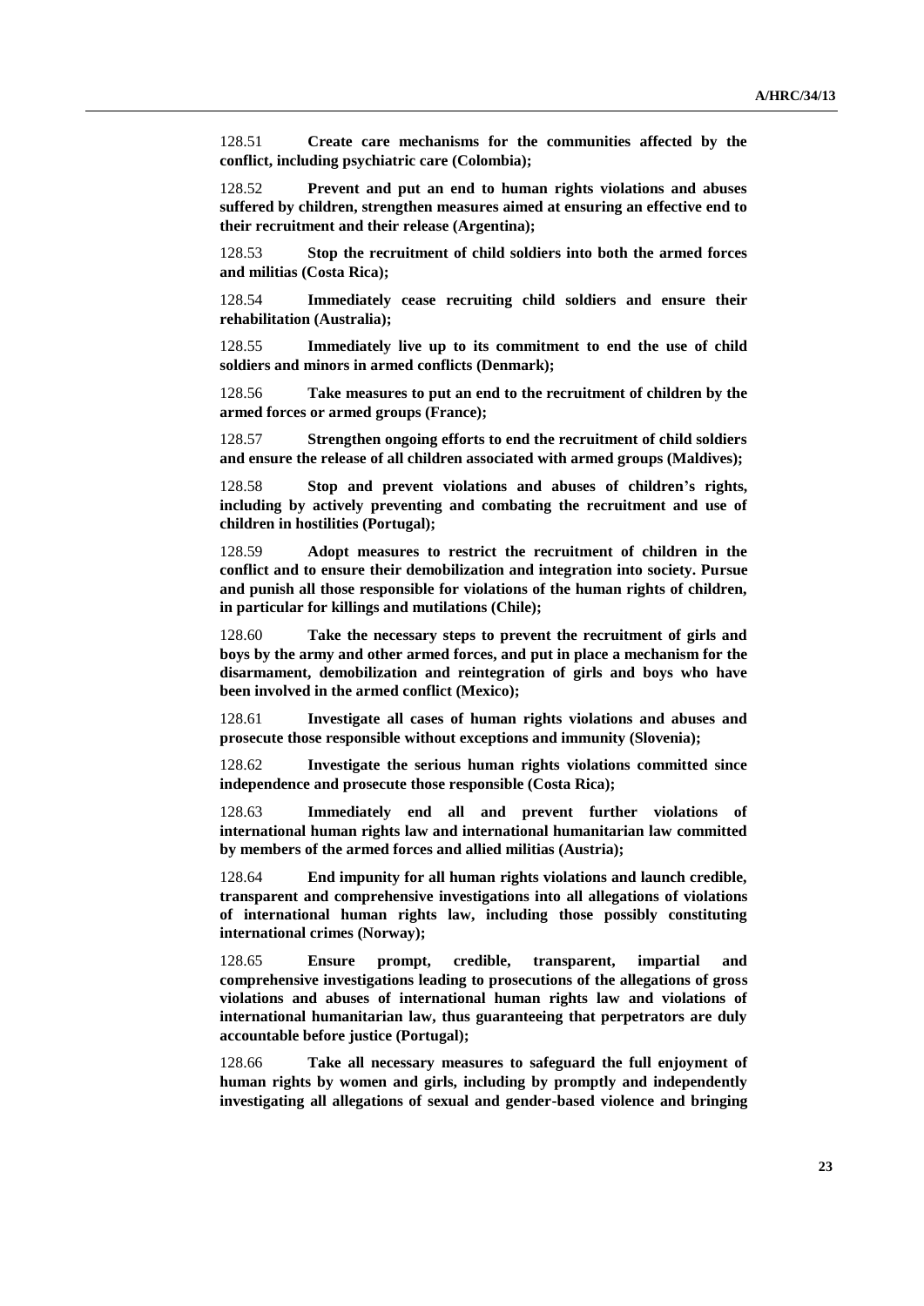128.51 **Create care mechanisms for the communities affected by the conflict, including psychiatric care (Colombia);**

128.52 **Prevent and put an end to human rights violations and abuses suffered by children, strengthen measures aimed at ensuring an effective end to their recruitment and their release (Argentina);**

128.53 **Stop the recruitment of child soldiers into both the armed forces and militias (Costa Rica);**

128.54 **Immediately cease recruiting child soldiers and ensure their rehabilitation (Australia);**

128.55 **Immediately live up to its commitment to end the use of child soldiers and minors in armed conflicts (Denmark);**

128.56 **Take measures to put an end to the recruitment of children by the armed forces or armed groups (France);**

128.57 **Strengthen ongoing efforts to end the recruitment of child soldiers and ensure the release of all children associated with armed groups (Maldives);**

128.58 **Stop and prevent violations and abuses of children's rights, including by actively preventing and combating the recruitment and use of children in hostilities (Portugal);**

128.59 **Adopt measures to restrict the recruitment of children in the conflict and to ensure their demobilization and integration into society. Pursue and punish all those responsible for violations of the human rights of children, in particular for killings and mutilations (Chile);**

128.60 **Take the necessary steps to prevent the recruitment of girls and boys by the army and other armed forces, and put in place a mechanism for the disarmament, demobilization and reintegration of girls and boys who have been involved in the armed conflict (Mexico);**

128.61 **Investigate all cases of human rights violations and abuses and prosecute those responsible without exceptions and immunity (Slovenia);**

128.62 **Investigate the serious human rights violations committed since independence and prosecute those responsible (Costa Rica);**

128.63 **Immediately end all and prevent further violations of international human rights law and international humanitarian law committed by members of the armed forces and allied militias (Austria);**

128.64 **End impunity for all human rights violations and launch credible, transparent and comprehensive investigations into all allegations of violations of international human rights law, including those possibly constituting international crimes (Norway);**

128.65 **Ensure prompt, credible, transparent, impartial and comprehensive investigations leading to prosecutions of the allegations of gross violations and abuses of international human rights law and violations of international humanitarian law, thus guaranteeing that perpetrators are duly accountable before justice (Portugal);**

128.66 **Take all necessary measures to safeguard the full enjoyment of human rights by women and girls, including by promptly and independently investigating all allegations of sexual and gender-based violence and bringing**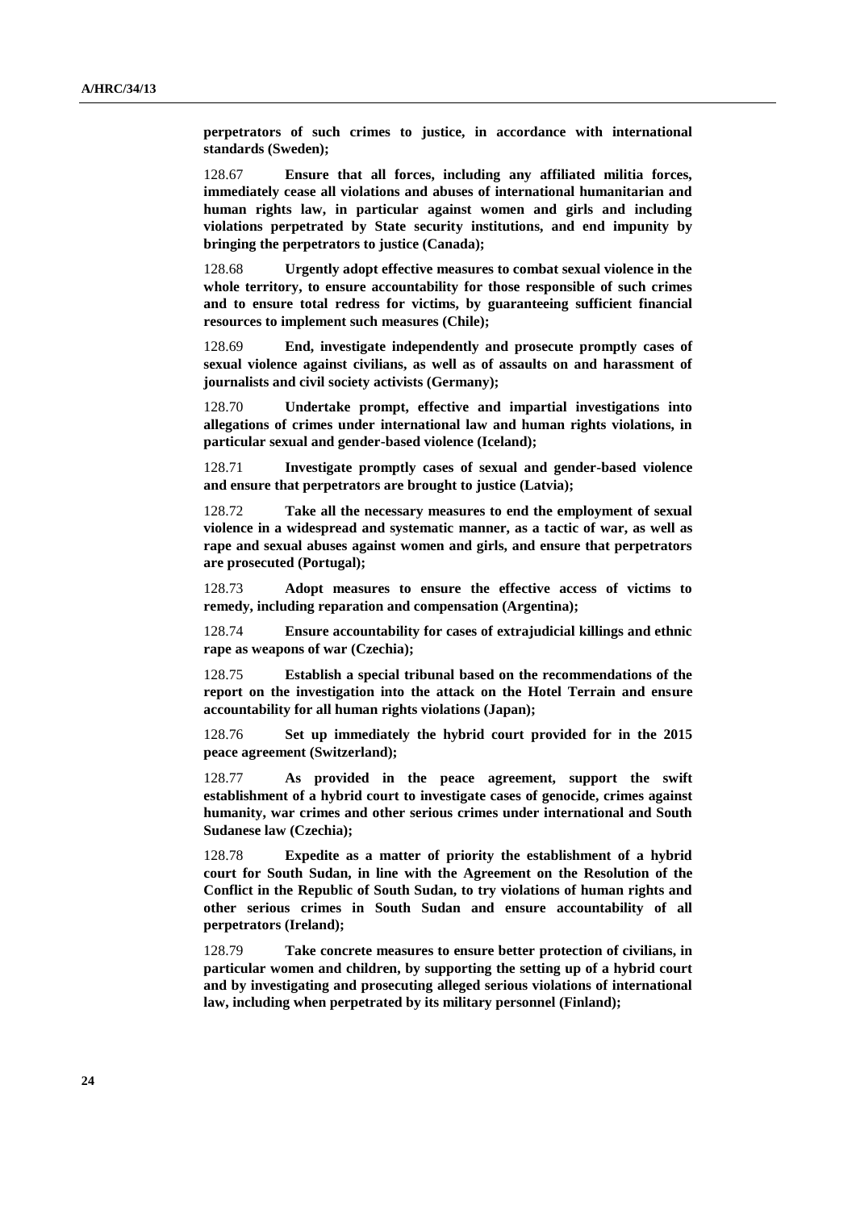**perpetrators of such crimes to justice, in accordance with international standards (Sweden);**

128.67 **Ensure that all forces, including any affiliated militia forces, immediately cease all violations and abuses of international humanitarian and human rights law, in particular against women and girls and including violations perpetrated by State security institutions, and end impunity by bringing the perpetrators to justice (Canada);**

128.68 **Urgently adopt effective measures to combat sexual violence in the whole territory, to ensure accountability for those responsible of such crimes and to ensure total redress for victims, by guaranteeing sufficient financial resources to implement such measures (Chile);**

128.69 **End, investigate independently and prosecute promptly cases of sexual violence against civilians, as well as of assaults on and harassment of journalists and civil society activists (Germany);**

128.70 **Undertake prompt, effective and impartial investigations into allegations of crimes under international law and human rights violations, in particular sexual and gender-based violence (Iceland);**

128.71 **Investigate promptly cases of sexual and gender-based violence and ensure that perpetrators are brought to justice (Latvia);**

128.72 **Take all the necessary measures to end the employment of sexual violence in a widespread and systematic manner, as a tactic of war, as well as rape and sexual abuses against women and girls, and ensure that perpetrators are prosecuted (Portugal);**

128.73 **Adopt measures to ensure the effective access of victims to remedy, including reparation and compensation (Argentina);**

128.74 **Ensure accountability for cases of extrajudicial killings and ethnic rape as weapons of war (Czechia);**

128.75 **Establish a special tribunal based on the recommendations of the report on the investigation into the attack on the Hotel Terrain and ensure accountability for all human rights violations (Japan);**

128.76 **Set up immediately the hybrid court provided for in the 2015 peace agreement (Switzerland);**

128.77 **As provided in the peace agreement, support the swift establishment of a hybrid court to investigate cases of genocide, crimes against humanity, war crimes and other serious crimes under international and South Sudanese law (Czechia);**

128.78 **Expedite as a matter of priority the establishment of a hybrid court for South Sudan, in line with the Agreement on the Resolution of the Conflict in the Republic of South Sudan, to try violations of human rights and other serious crimes in South Sudan and ensure accountability of all perpetrators (Ireland);**

128.79 **Take concrete measures to ensure better protection of civilians, in particular women and children, by supporting the setting up of a hybrid court and by investigating and prosecuting alleged serious violations of international law, including when perpetrated by its military personnel (Finland);**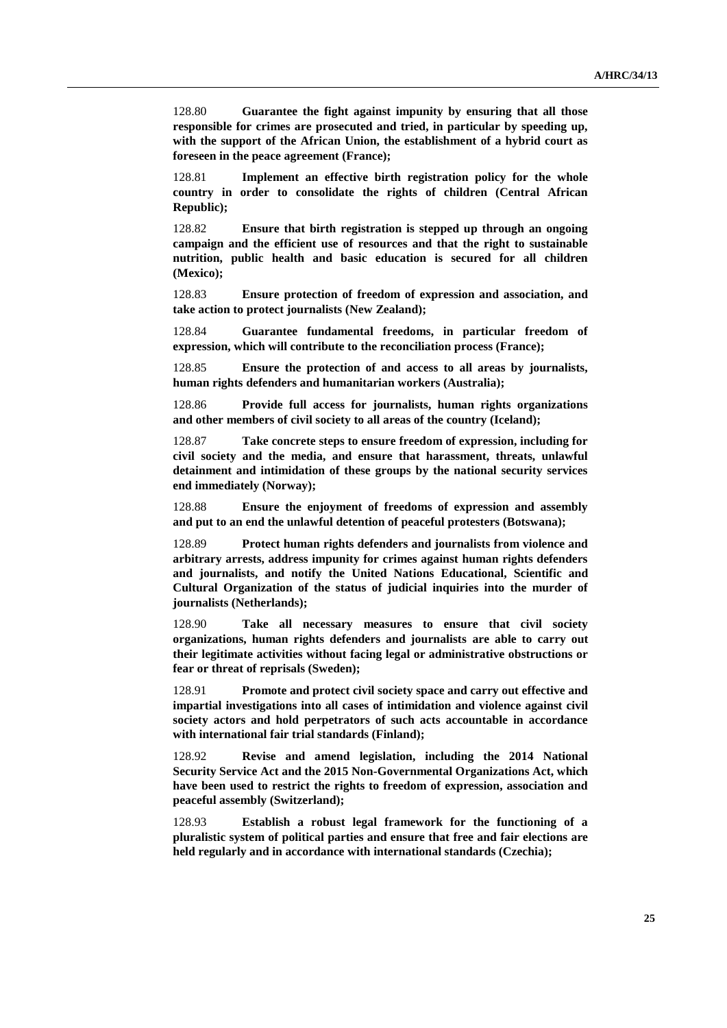128.80 **Guarantee the fight against impunity by ensuring that all those responsible for crimes are prosecuted and tried, in particular by speeding up, with the support of the African Union, the establishment of a hybrid court as foreseen in the peace agreement (France);**

128.81 **Implement an effective birth registration policy for the whole country in order to consolidate the rights of children (Central African Republic);**

128.82 **Ensure that birth registration is stepped up through an ongoing campaign and the efficient use of resources and that the right to sustainable nutrition, public health and basic education is secured for all children (Mexico);**

128.83 **Ensure protection of freedom of expression and association, and take action to protect journalists (New Zealand);**

128.84 **Guarantee fundamental freedoms, in particular freedom of expression, which will contribute to the reconciliation process (France);**

128.85 **Ensure the protection of and access to all areas by journalists, human rights defenders and humanitarian workers (Australia);**

128.86 **Provide full access for journalists, human rights organizations and other members of civil society to all areas of the country (Iceland);**

128.87 **Take concrete steps to ensure freedom of expression, including for civil society and the media, and ensure that harassment, threats, unlawful detainment and intimidation of these groups by the national security services end immediately (Norway);**

128.88 **Ensure the enjoyment of freedoms of expression and assembly and put to an end the unlawful detention of peaceful protesters (Botswana);**

128.89 **Protect human rights defenders and journalists from violence and arbitrary arrests, address impunity for crimes against human rights defenders and journalists, and notify the United Nations Educational, Scientific and Cultural Organization of the status of judicial inquiries into the murder of journalists (Netherlands);**

128.90 **Take all necessary measures to ensure that civil society organizations, human rights defenders and journalists are able to carry out their legitimate activities without facing legal or administrative obstructions or fear or threat of reprisals (Sweden);**

128.91 **Promote and protect civil society space and carry out effective and impartial investigations into all cases of intimidation and violence against civil society actors and hold perpetrators of such acts accountable in accordance with international fair trial standards (Finland);**

128.92 **Revise and amend legislation, including the 2014 National Security Service Act and the 2015 Non-Governmental Organizations Act, which have been used to restrict the rights to freedom of expression, association and peaceful assembly (Switzerland);**

128.93 **Establish a robust legal framework for the functioning of a pluralistic system of political parties and ensure that free and fair elections are held regularly and in accordance with international standards (Czechia);**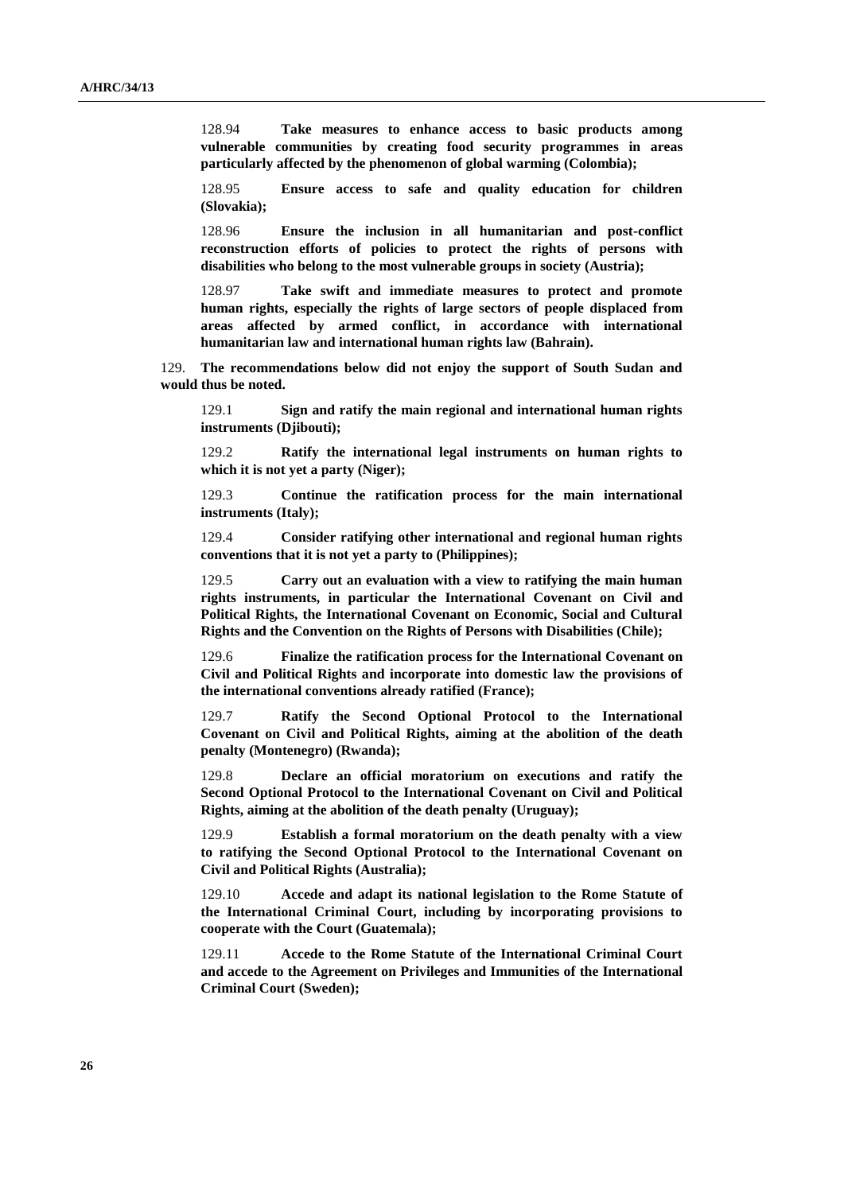128.94 **Take measures to enhance access to basic products among vulnerable communities by creating food security programmes in areas particularly affected by the phenomenon of global warming (Colombia);**

128.95 **Ensure access to safe and quality education for children (Slovakia);**

128.96 **Ensure the inclusion in all humanitarian and post-conflict reconstruction efforts of policies to protect the rights of persons with disabilities who belong to the most vulnerable groups in society (Austria);**

128.97 **Take swift and immediate measures to protect and promote human rights, especially the rights of large sectors of people displaced from areas affected by armed conflict, in accordance with international humanitarian law and international human rights law (Bahrain).**

129. **The recommendations below did not enjoy the support of South Sudan and would thus be noted.**

129.1 **Sign and ratify the main regional and international human rights instruments (Djibouti);**

129.2 **Ratify the international legal instruments on human rights to which it is not yet a party (Niger);**

129.3 **Continue the ratification process for the main international instruments (Italy);**

129.4 **Consider ratifying other international and regional human rights conventions that it is not yet a party to (Philippines);**

129.5 **Carry out an evaluation with a view to ratifying the main human rights instruments, in particular the International Covenant on Civil and Political Rights, the International Covenant on Economic, Social and Cultural Rights and the Convention on the Rights of Persons with Disabilities (Chile);**

129.6 **Finalize the ratification process for the International Covenant on Civil and Political Rights and incorporate into domestic law the provisions of the international conventions already ratified (France);**

129.7 **Ratify the Second Optional Protocol to the International Covenant on Civil and Political Rights, aiming at the abolition of the death penalty (Montenegro) (Rwanda);**

129.8 **Declare an official moratorium on executions and ratify the Second Optional Protocol to the International Covenant on Civil and Political Rights, aiming at the abolition of the death penalty (Uruguay);**

129.9 **Establish a formal moratorium on the death penalty with a view to ratifying the Second Optional Protocol to the International Covenant on Civil and Political Rights (Australia);**

129.10 **Accede and adapt its national legislation to the Rome Statute of the International Criminal Court, including by incorporating provisions to cooperate with the Court (Guatemala);**

129.11 **Accede to the Rome Statute of the International Criminal Court and accede to the Agreement on Privileges and Immunities of the International Criminal Court (Sweden);**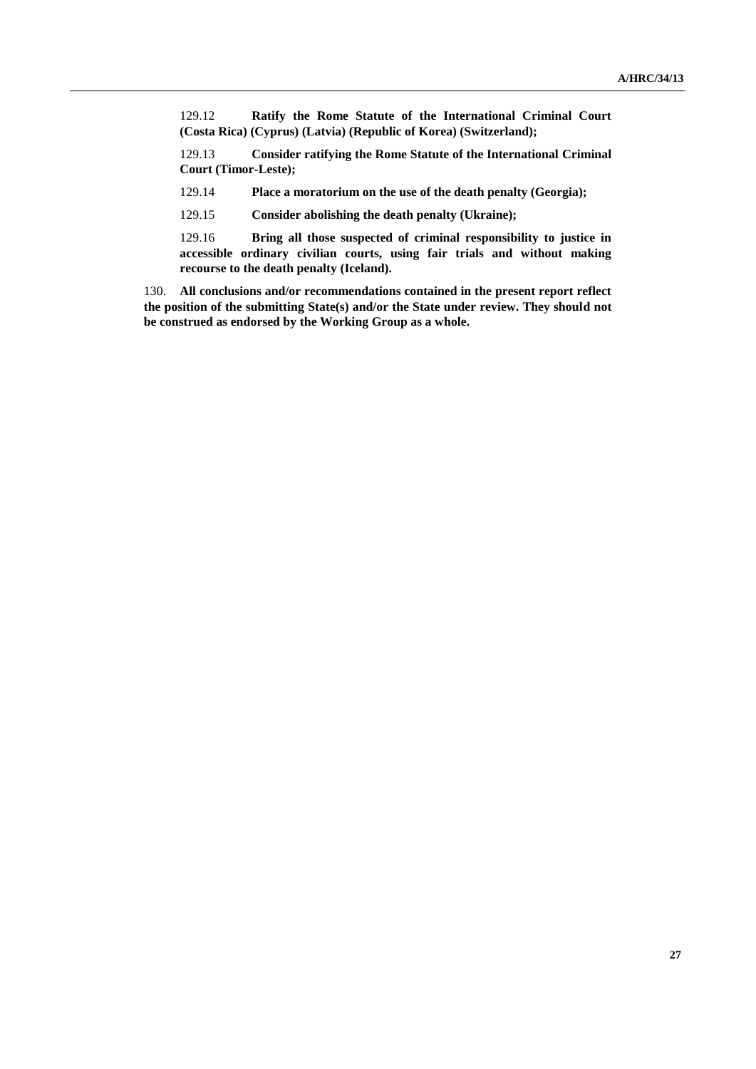129.12 **Ratify the Rome Statute of the International Criminal Court (Costa Rica) (Cyprus) (Latvia) (Republic of Korea) (Switzerland);**

129.13 **Consider ratifying the Rome Statute of the International Criminal Court (Timor-Leste);**

129.14 **Place a moratorium on the use of the death penalty (Georgia);**

129.15 **Consider abolishing the death penalty (Ukraine);**

129.16 **Bring all those suspected of criminal responsibility to justice in accessible ordinary civilian courts, using fair trials and without making recourse to the death penalty (Iceland).**

130. **All conclusions and/or recommendations contained in the present report reflect the position of the submitting State(s) and/or the State under review. They should not be construed as endorsed by the Working Group as a whole.**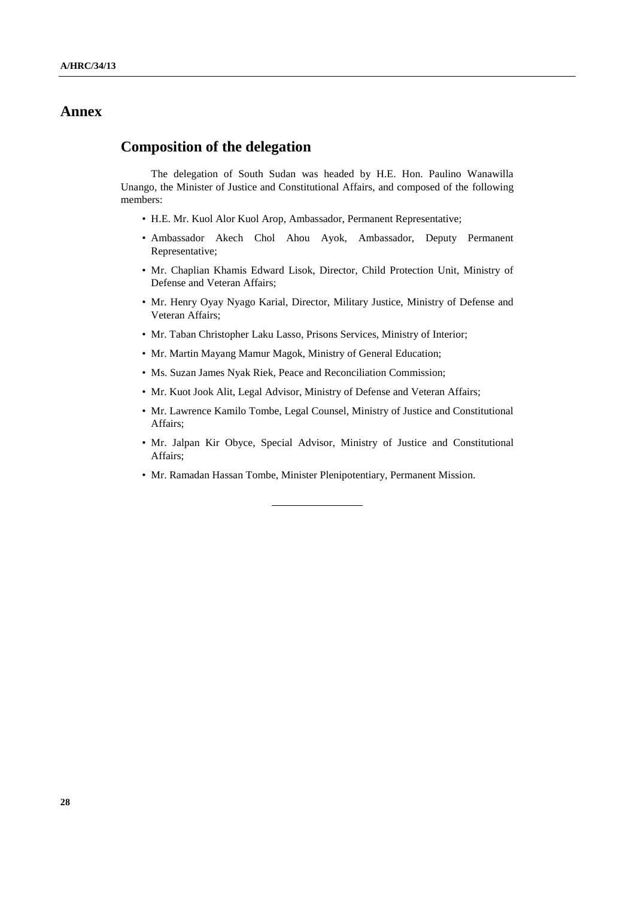# Annex

## Composition of the delegation

The delegation of South Sudan was headed by H.E. Hon. Paulino Wanawilla Unango, the Minister of Justice and Constitutional Affairs, and composed of the following members:

- H.E. Mr. Kuol Alor Kuol Arop, Ambassador, Permanent Representative;
- Ambassador Akech Chol Ahou Ayok, Ambassador, Deputy Permanent Representative;
- Mr. Chaplian Khamis Edward Lisok, Director, Child Protection Unit, Ministry of Defense and Veteran Affairs;
- Mr. Henry Oyay Nyago Karial, Director, Military Justice, Ministry of Defense and Veteran Affairs;
- Mr. Taban Christopher Laku Lasso, Prisons Services, Ministry of Interior;
- Mr. Martin Mayang Mamur Magok, Ministry of General Education;
- Ms. Suzan James Nyak Riek, Peace and Reconciliation Commission;
- Mr. Kuot Jook Alit, Legal Advisor, Ministry of Defense and Veteran Affairs;
- Mr. Lawrence Kamilo Tombe, Legal Counsel, Ministry of Justice and Constitutional Affairs;
- Mr. Jalpan Kir Obyce, Special Advisor, Ministry of Justice and Constitutional Affairs;
- Mr. Ramadan Hassan Tombe, Minister Plenipotentiary, Permanent Mission.